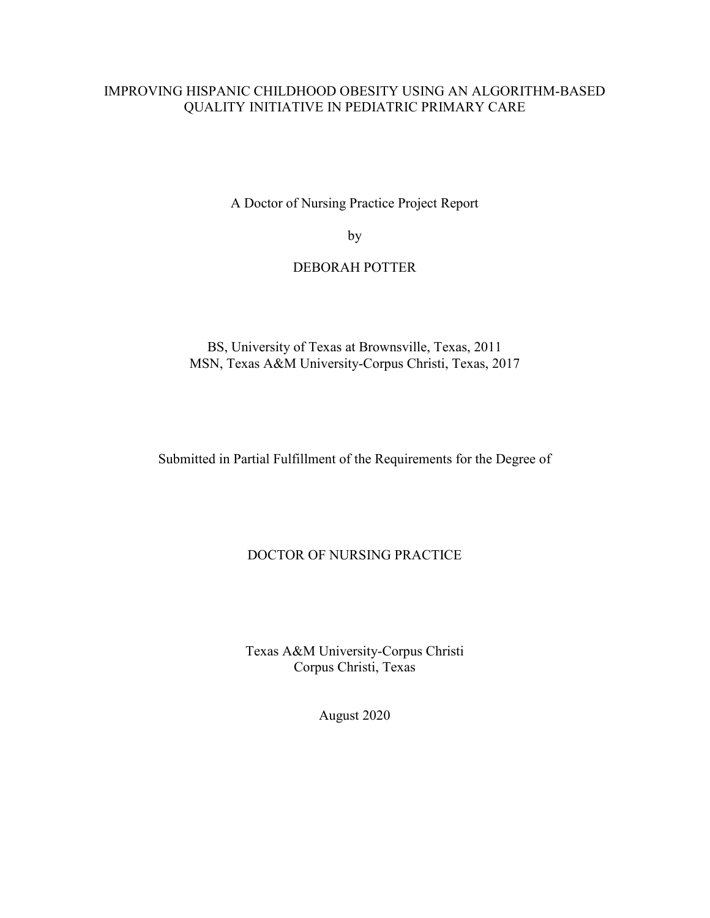# IMPROVING HISPANIC CHILDHOOD OBESITY USING AN ALGORITHM-BASED QUALITY INITIATIVE IN PEDIATRIC PRIMARY CARE

A Doctor of Nursing Practice Project Report

by

DEBORAH POTTER

BS, University of Texas at Brownsville, Texas, 2011
MSN, Texas A&M University-Corpus Christi, Texas, 2017

Submitted in Partial Fulfillment of the Requirements for the Degree of

DOCTOR OF NURSING PRACTICE

Texas A&M University-Corpus Christi
Corpus Christi, Texas

August 2020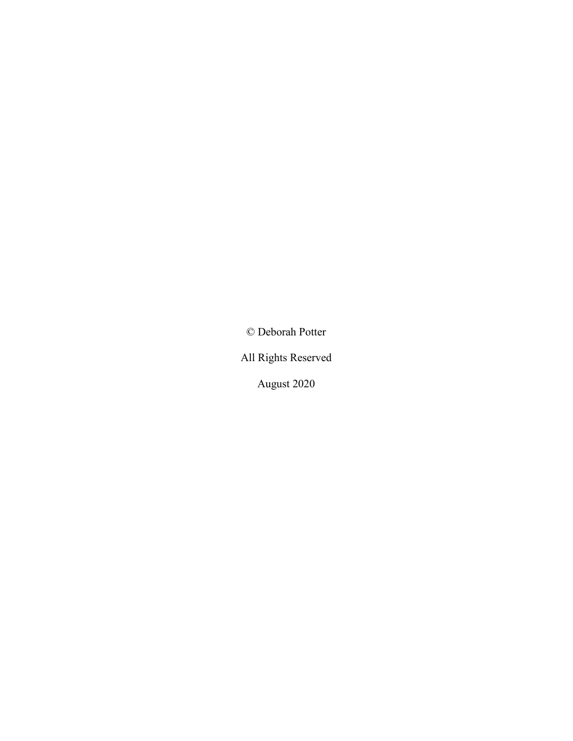© Deborah Potter

All Rights Reserved

August 2020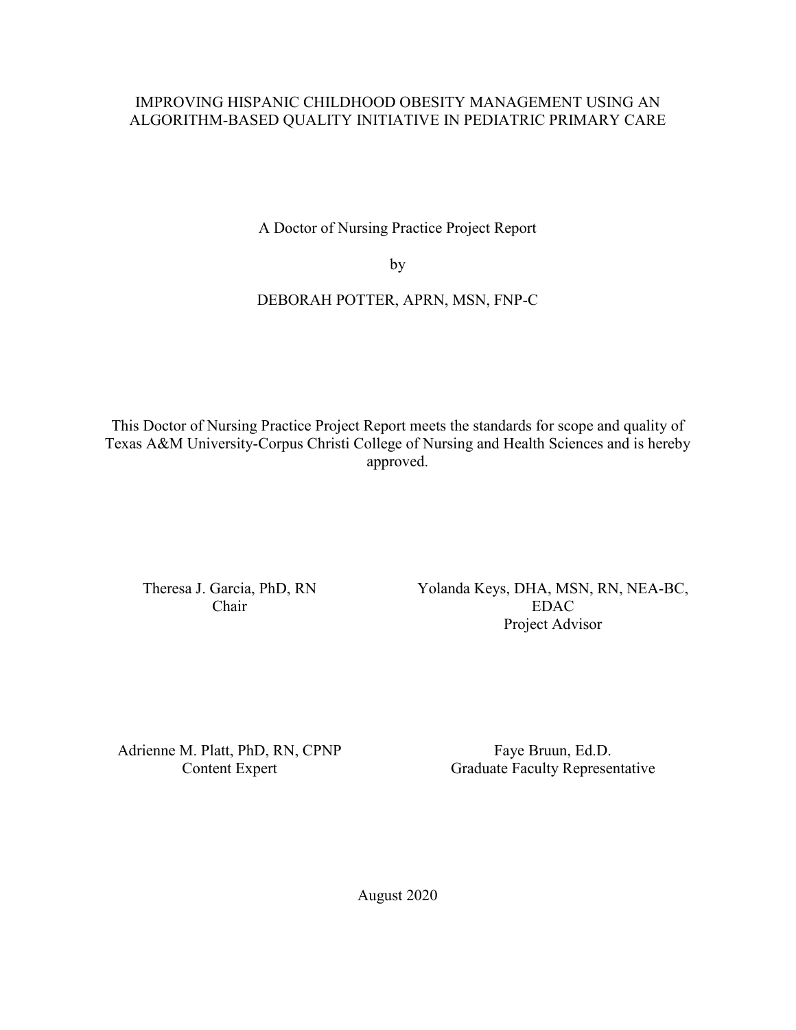# IMPROVING HISPANIC CHILDHOOD OBESITY MANAGEMENT USING AN ALGORITHM-BASED QUALITY INITIATIVE IN PEDIATRIC PRIMARY CARE

A Doctor of Nursing Practice Project Report

by

DEBORAH POTTER, APRN, MSN, FNP-C

This Doctor of Nursing Practice Project Report meets the standards for scope and quality of Texas A&M University-Corpus Christi College of Nursing and Health Sciences and is hereby approved.

Theresa J. Garcia, PhD, RN
Chair

Yolanda Keys, DHA, MSN, RN, NEA-BC, EDAC
Project Advisor

Adrienne M. Platt, PhD, RN, CPNP
Content Expert

Faye Bruun, Ed.D.
Graduate Faculty Representative

August 2020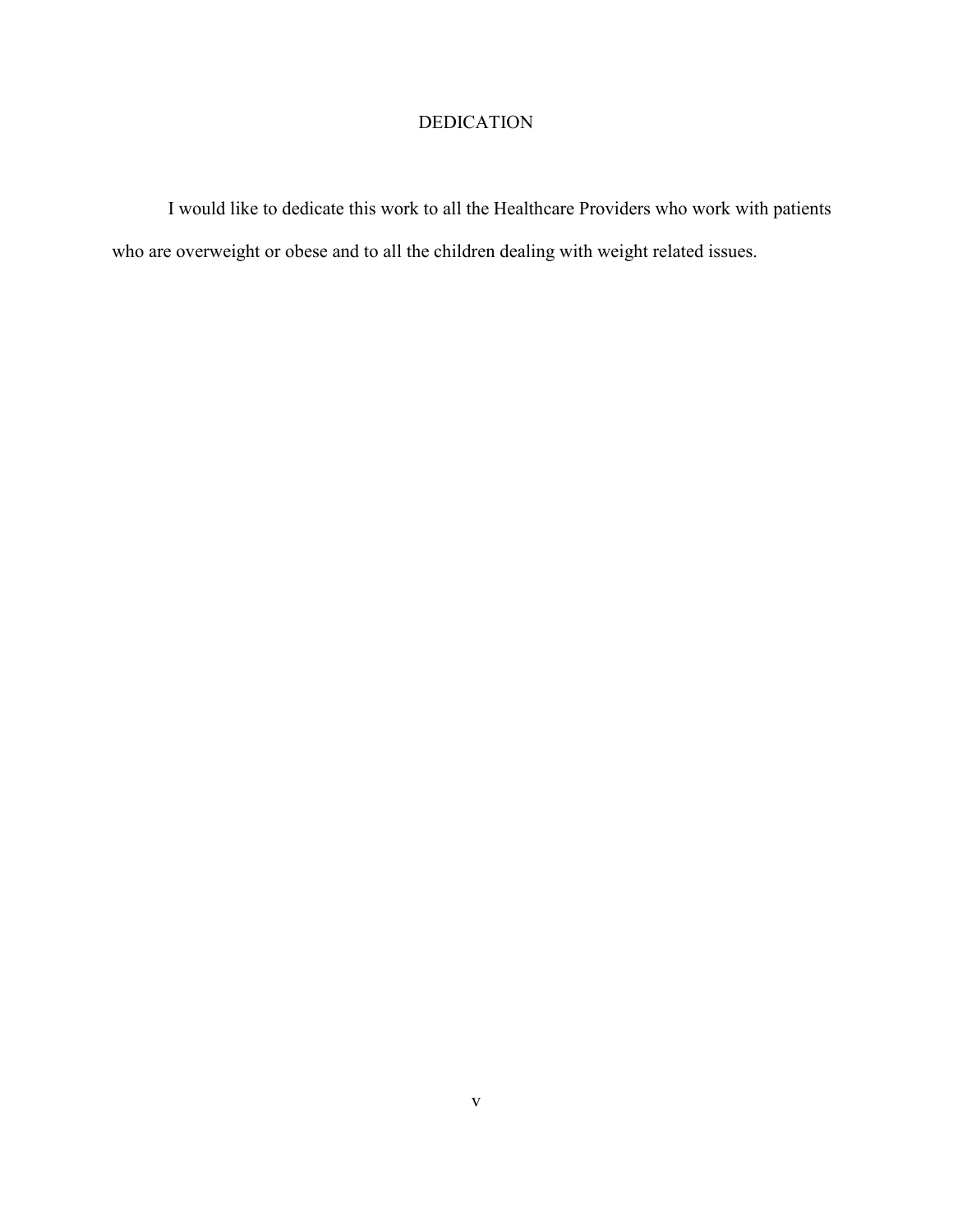# DEDICATION

I would like to dedicate this work to all the Healthcare Providers who work with patients who are overweight or obese and to all the children dealing with weight related issues.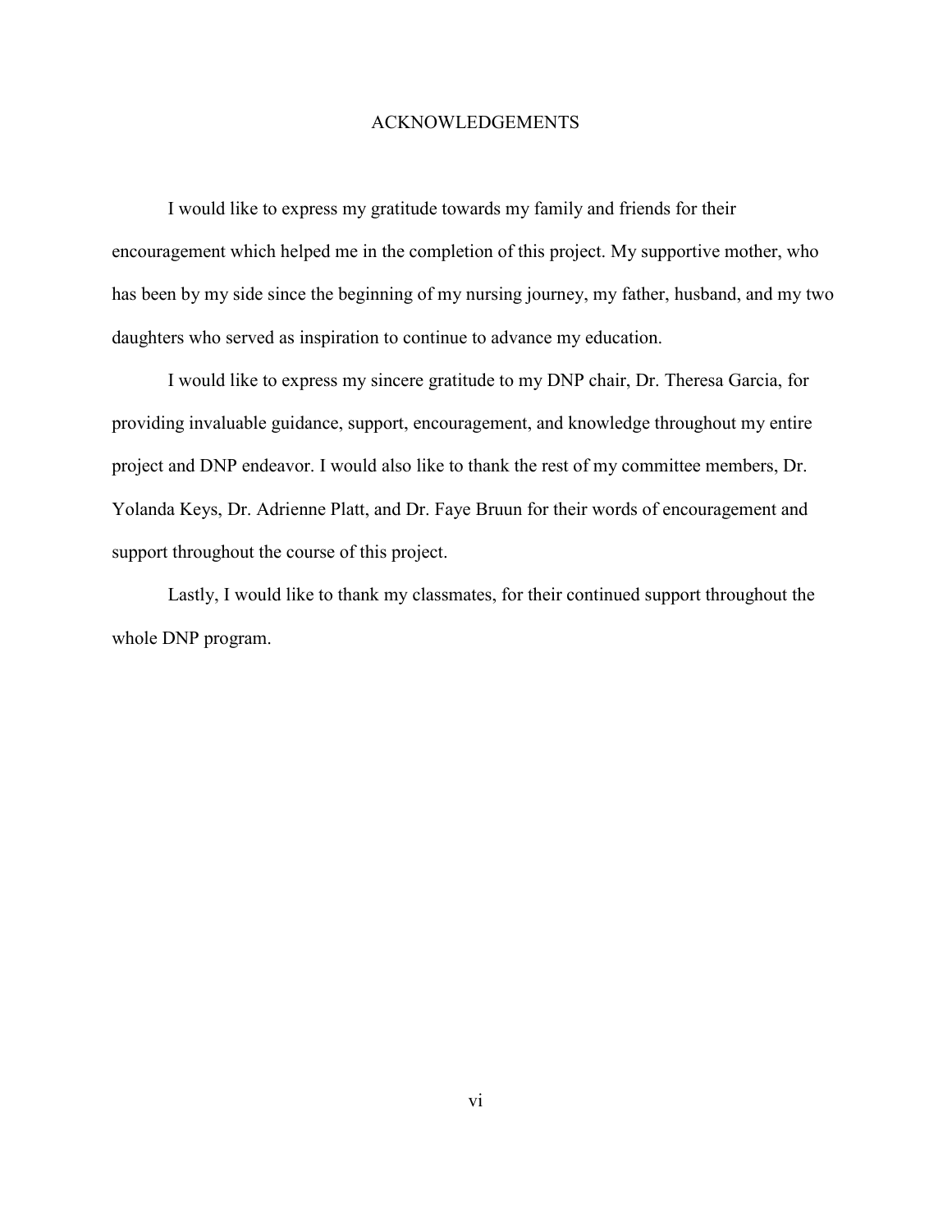# ACKNOWLEDGEMENTS

I would like to express my gratitude towards my family and friends for their encouragement which helped me in the completion of this project. My supportive mother, who has been by my side since the beginning of my nursing journey, my father, husband, and my two daughters who served as inspiration to continue to advance my education.

I would like to express my sincere gratitude to my DNP chair, Dr. Theresa Garcia, for providing invaluable guidance, support, encouragement, and knowledge throughout my entire project and DNP endeavor. I would also like to thank the rest of my committee members, Dr. Yolanda Keys, Dr. Adrienne Platt, and Dr. Faye Bruun for their words of encouragement and support throughout the course of this project.

Lastly, I would like to thank my classmates, for their continued support throughout the whole DNP program.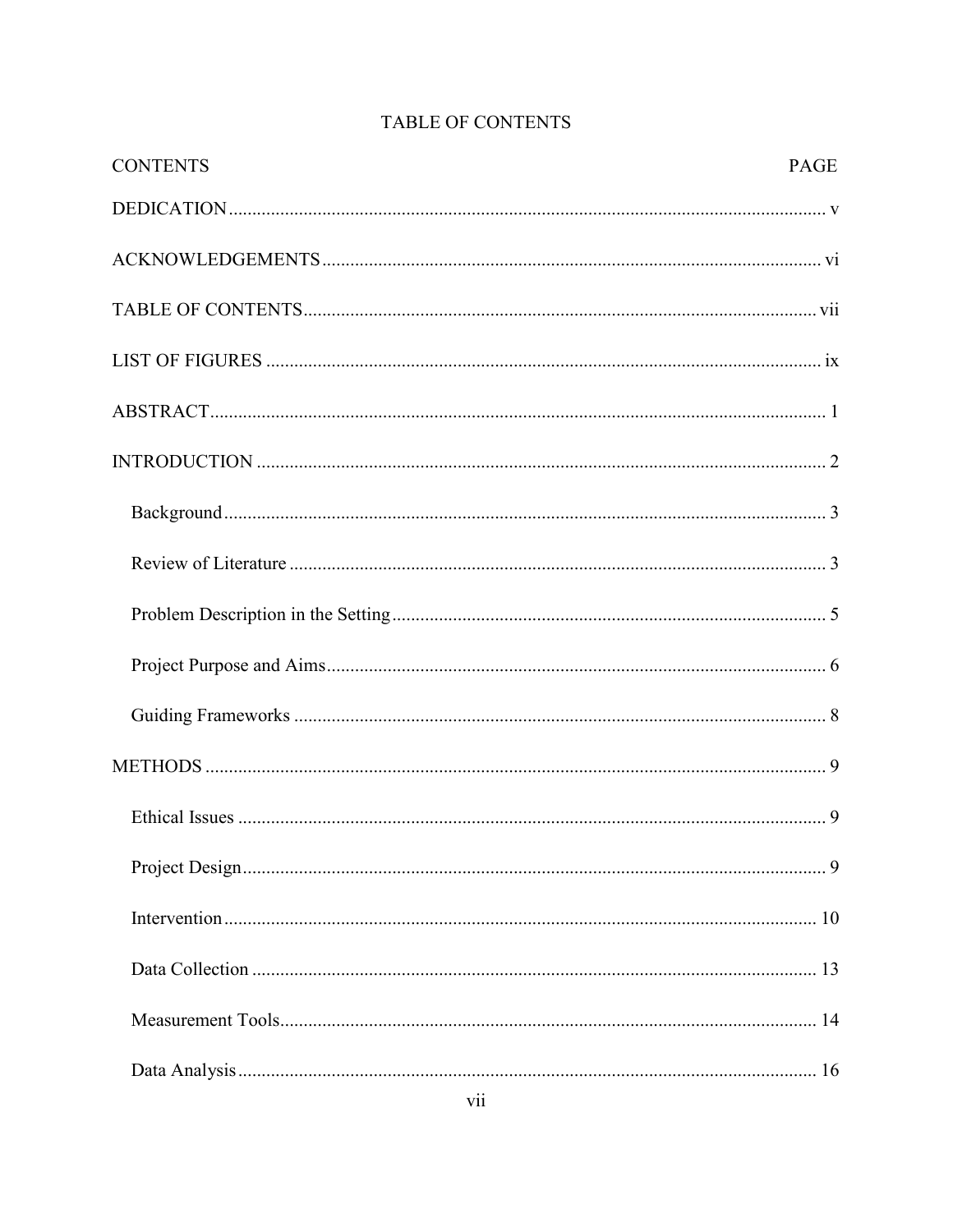# TABLE OF CONTENTS

| CONTENTS | PAGE |
| --- | --- |
| DEDICATION | v |
| ACKNOWLEDGEMENTS | vi |
| TABLE OF CONTENTS | vii |
| LIST OF FIGURES | ix |
| ABSTRACT | 1 |
| INTRODUCTION | 2 |
| Background | 3 |
| Review of Literature | 3 |
| Problem Description in the Setting | 5 |
| Project Purpose and Aims | 6 |
| Guiding Frameworks | 8 |
| METHODS | 9 |
| Ethical Issues | 9 |
| Project Design | 9 |
| Intervention | 10 |
| Data Collection | 13 |
| Measurement Tools | 14 |
| Data Analysis | 16 |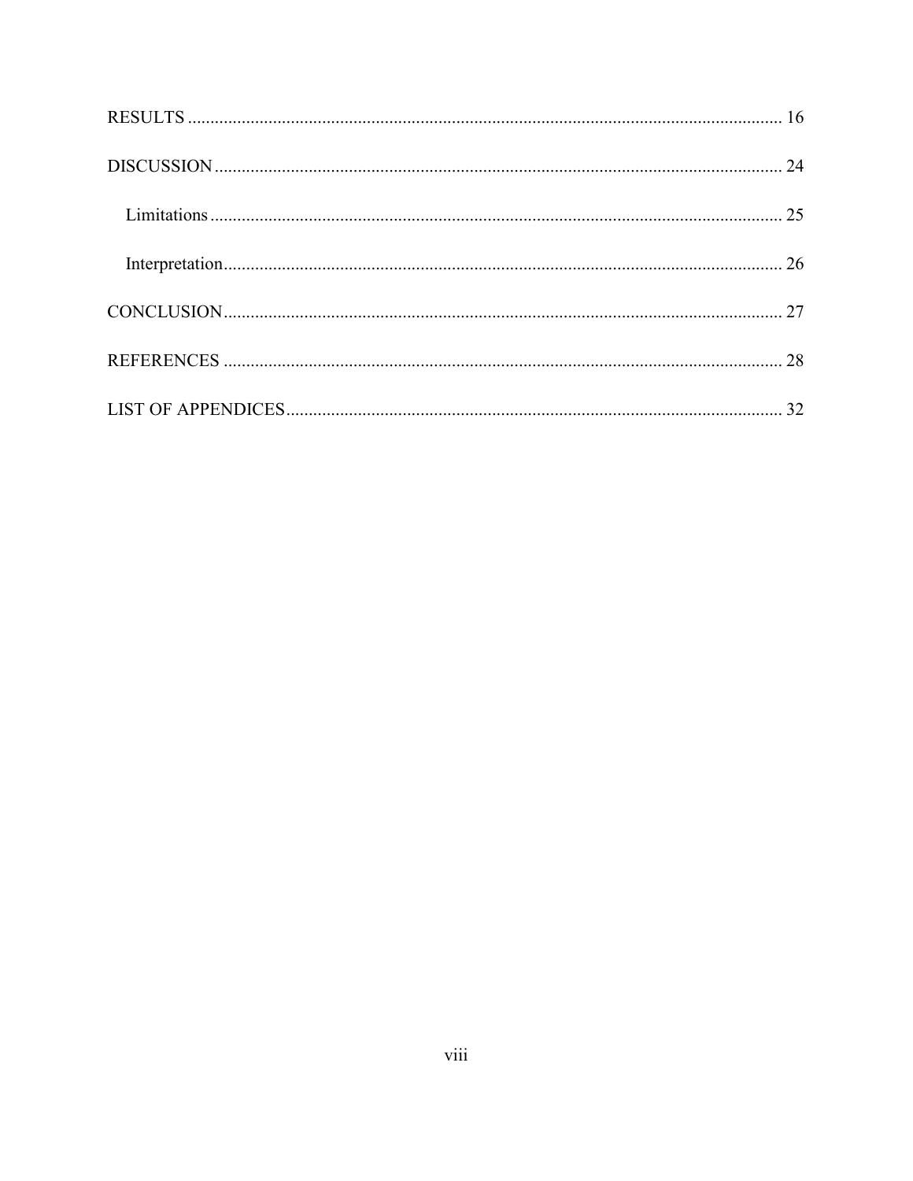RESULTS ........................................................................................................................ 16

DISCUSSION .................................................................................................................. 24

Limitations ................................................................................................................. 25

Interpretation .............................................................................................................. 26

CONCLUSION ................................................................................................................ 27

REFERENCES ................................................................................................................ 28

LIST OF APPENDICES .................................................................................................. 32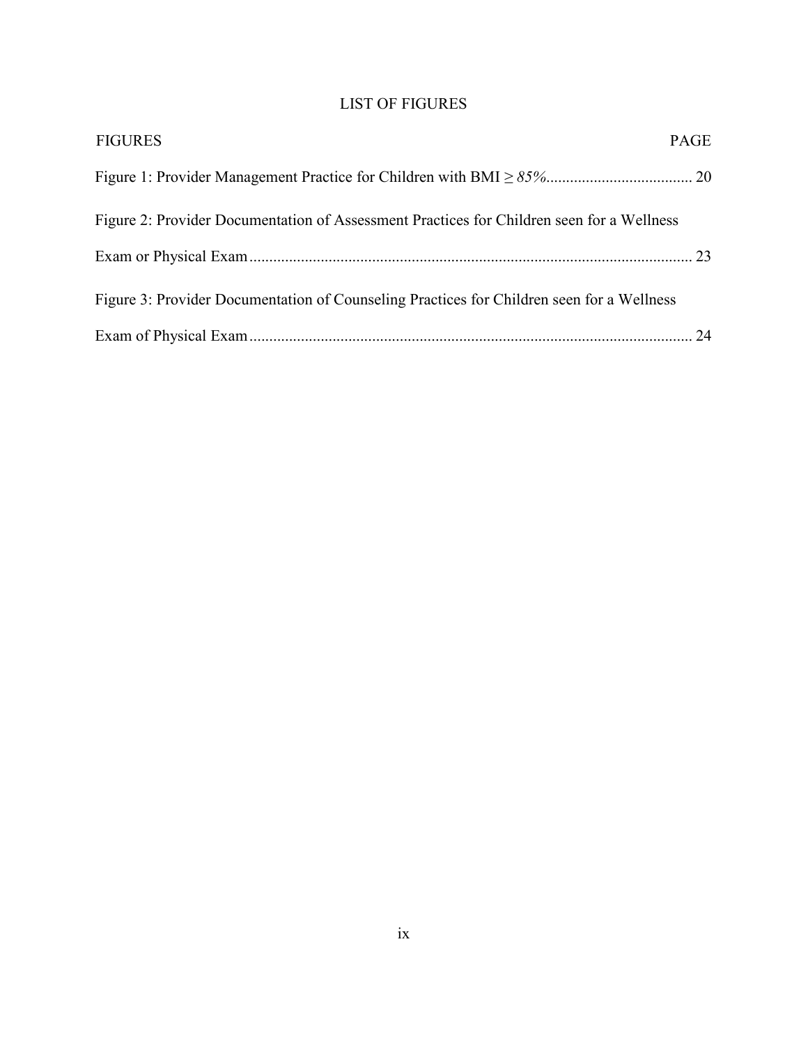# LIST OF FIGURES

| FIGURES | PAGE |
| --- | --- |
| Figure 1: Provider Management Practice for Children with BMI ≥ *85%* | 20 |
| Figure 2: Provider Documentation of Assessment Practices for Children seen for a Wellness Exam or Physical Exam | 23 |
| Figure 3: Provider Documentation of Counseling Practices for Children seen for a Wellness Exam of Physical Exam | 24 |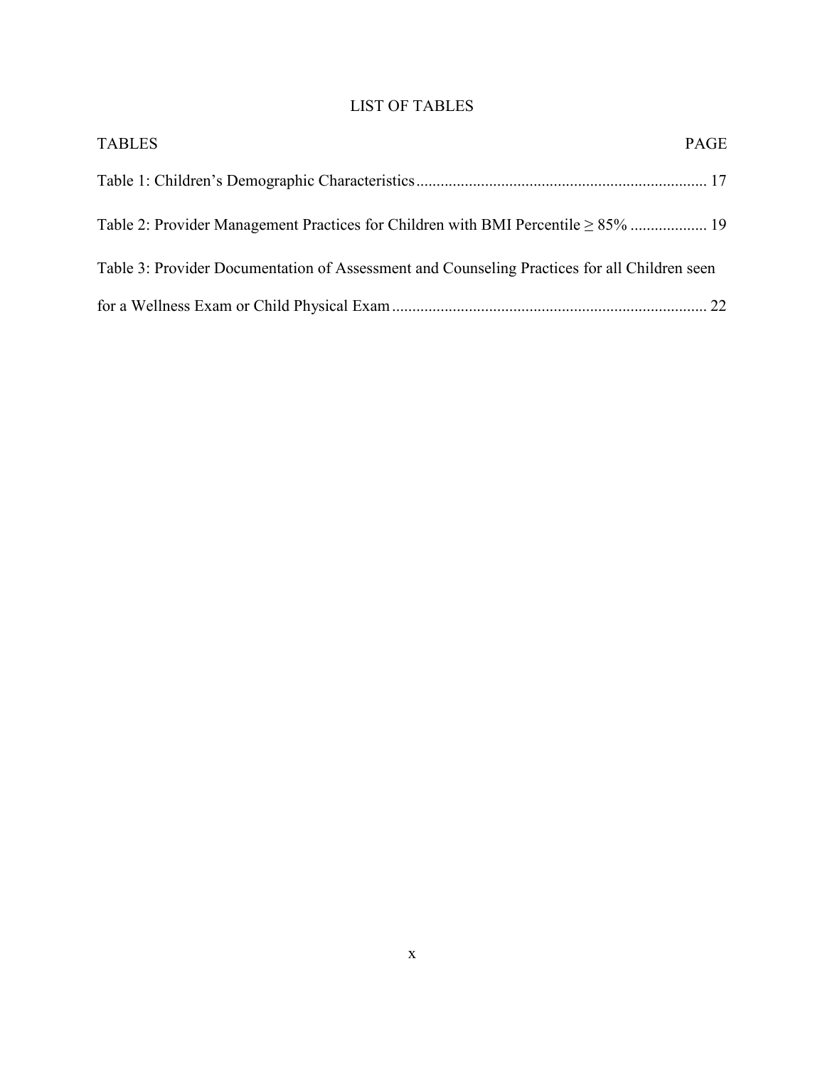# LIST OF TABLES

| TABLES | PAGE |
|---|---|
| Table 1: Children's Demographic Characteristics | 17 |
| Table 2: Provider Management Practices for Children with BMI Percentile ≥ 85% | 19 |
| Table 3: Provider Documentation of Assessment and Counseling Practices for all Children seen for a Wellness Exam or Child Physical Exam | 22 |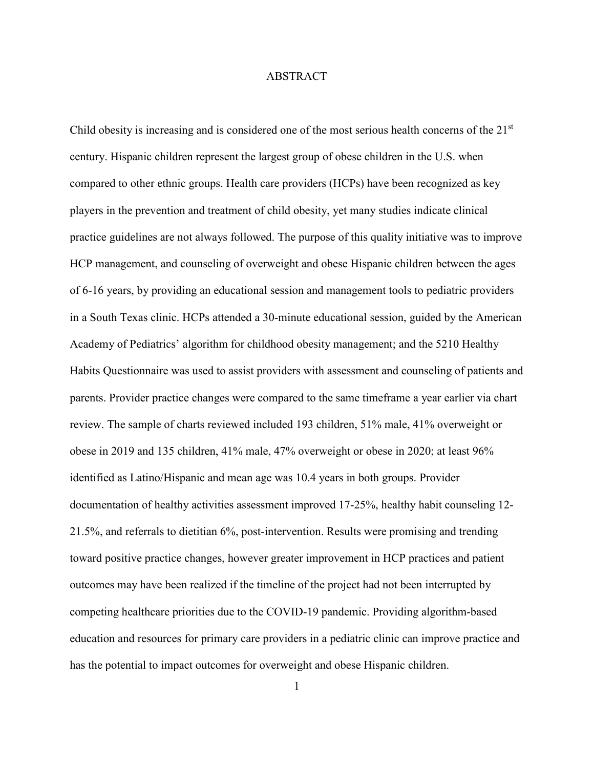# ABSTRACT

Child obesity is increasing and is considered one of the most serious health concerns of the 21st century. Hispanic children represent the largest group of obese children in the U.S. when compared to other ethnic groups. Health care providers (HCPs) have been recognized as key players in the prevention and treatment of child obesity, yet many studies indicate clinical practice guidelines are not always followed. The purpose of this quality initiative was to improve HCP management, and counseling of overweight and obese Hispanic children between the ages of 6-16 years, by providing an educational session and management tools to pediatric providers in a South Texas clinic. HCPs attended a 30-minute educational session, guided by the American Academy of Pediatrics' algorithm for childhood obesity management; and the 5210 Healthy Habits Questionnaire was used to assist providers with assessment and counseling of patients and parents. Provider practice changes were compared to the same timeframe a year earlier via chart review. The sample of charts reviewed included 193 children, 51% male, 41% overweight or obese in 2019 and 135 children, 41% male, 47% overweight or obese in 2020; at least 96% identified as Latino/Hispanic and mean age was 10.4 years in both groups. Provider documentation of healthy activities assessment improved 17-25%, healthy habit counseling 12-21.5%, and referrals to dietitian 6%, post-intervention. Results were promising and trending toward positive practice changes, however greater improvement in HCP practices and patient outcomes may have been realized if the timeline of the project had not been interrupted by competing healthcare priorities due to the COVID-19 pandemic. Providing algorithm-based education and resources for primary care providers in a pediatric clinic can improve practice and has the potential to impact outcomes for overweight and obese Hispanic children.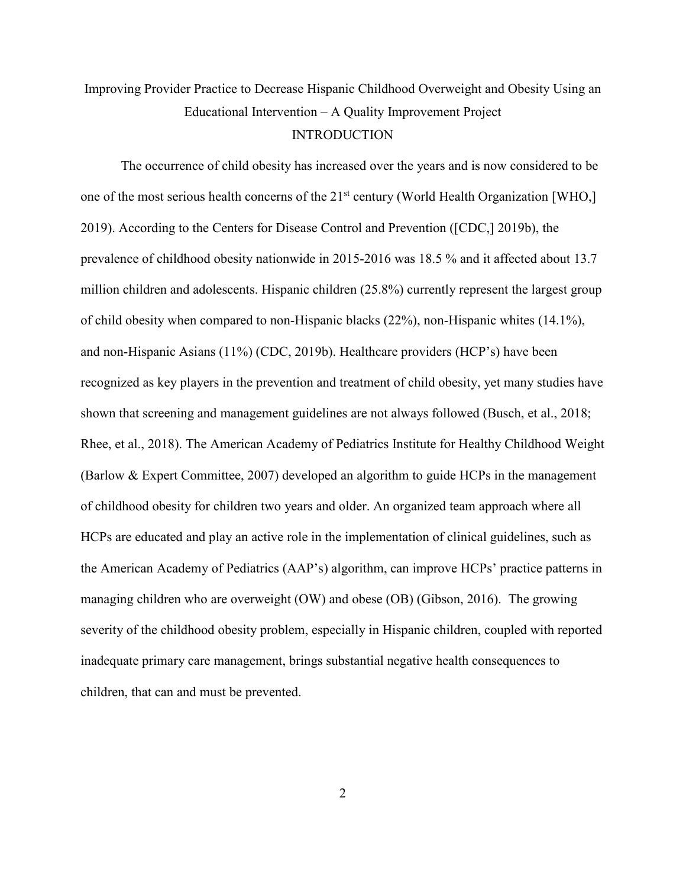# Improving Provider Practice to Decrease Hispanic Childhood Overweight and Obesity Using an Educational Intervention – A Quality Improvement Project

## INTRODUCTION

The occurrence of child obesity has increased over the years and is now considered to be one of the most serious health concerns of the 21st century (World Health Organization [WHO,] 2019). According to the Centers for Disease Control and Prevention ([CDC,] 2019b), the prevalence of childhood obesity nationwide in 2015-2016 was 18.5 % and it affected about 13.7 million children and adolescents. Hispanic children (25.8%) currently represent the largest group of child obesity when compared to non-Hispanic blacks (22%), non-Hispanic whites (14.1%), and non-Hispanic Asians (11%) (CDC, 2019b). Healthcare providers (HCP's) have been recognized as key players in the prevention and treatment of child obesity, yet many studies have shown that screening and management guidelines are not always followed (Busch, et al., 2018; Rhee, et al., 2018). The American Academy of Pediatrics Institute for Healthy Childhood Weight (Barlow & Expert Committee, 2007) developed an algorithm to guide HCPs in the management of childhood obesity for children two years and older. An organized team approach where all HCPs are educated and play an active role in the implementation of clinical guidelines, such as the American Academy of Pediatrics (AAP's) algorithm, can improve HCPs' practice patterns in managing children who are overweight (OW) and obese (OB) (Gibson, 2016). The growing severity of the childhood obesity problem, especially in Hispanic children, coupled with reported inadequate primary care management, brings substantial negative health consequences to children, that can and must be prevented.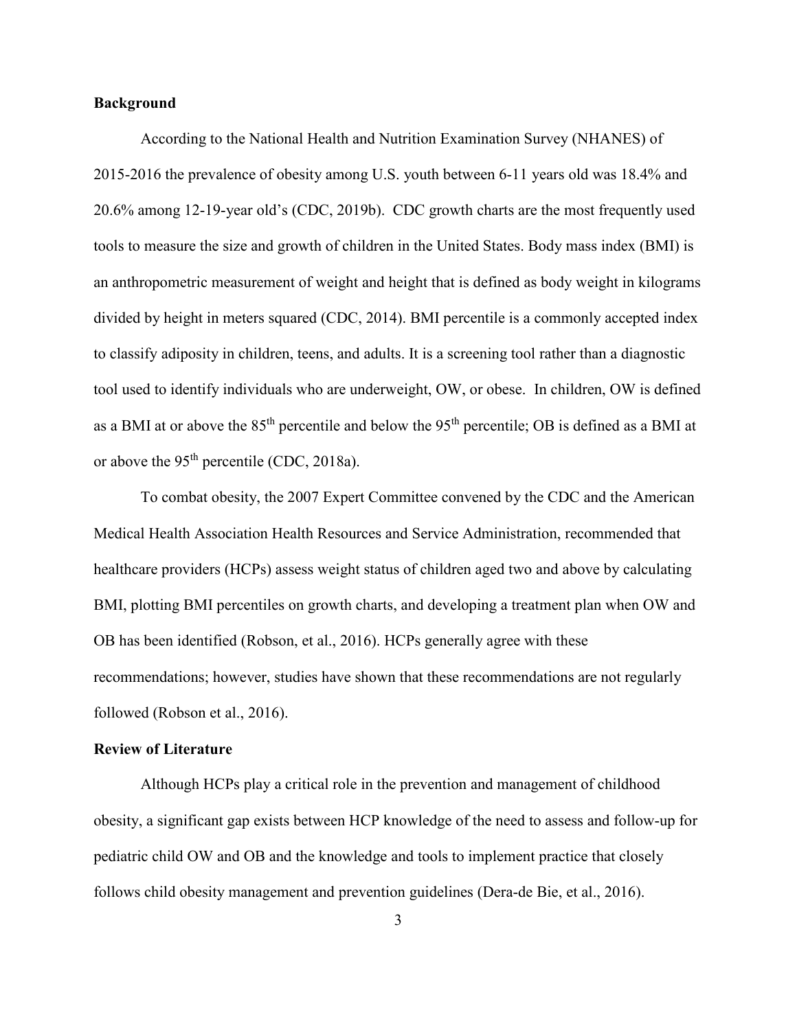**Background**

According to the National Health and Nutrition Examination Survey (NHANES) of 2015-2016 the prevalence of obesity among U.S. youth between 6-11 years old was 18.4% and 20.6% among 12-19-year old's (CDC, 2019b). CDC growth charts are the most frequently used tools to measure the size and growth of children in the United States. Body mass index (BMI) is an anthropometric measurement of weight and height that is defined as body weight in kilograms divided by height in meters squared (CDC, 2014). BMI percentile is a commonly accepted index to classify adiposity in children, teens, and adults. It is a screening tool rather than a diagnostic tool used to identify individuals who are underweight, OW, or obese. In children, OW is defined as a BMI at or above the 85th percentile and below the 95th percentile; OB is defined as a BMI at or above the 95th percentile (CDC, 2018a).

To combat obesity, the 2007 Expert Committee convened by the CDC and the American Medical Health Association Health Resources and Service Administration, recommended that healthcare providers (HCPs) assess weight status of children aged two and above by calculating BMI, plotting BMI percentiles on growth charts, and developing a treatment plan when OW and OB has been identified (Robson, et al., 2016). HCPs generally agree with these recommendations; however, studies have shown that these recommendations are not regularly followed (Robson et al., 2016).

**Review of Literature**

Although HCPs play a critical role in the prevention and management of childhood obesity, a significant gap exists between HCP knowledge of the need to assess and follow-up for pediatric child OW and OB and the knowledge and tools to implement practice that closely follows child obesity management and prevention guidelines (Dera-de Bie, et al., 2016).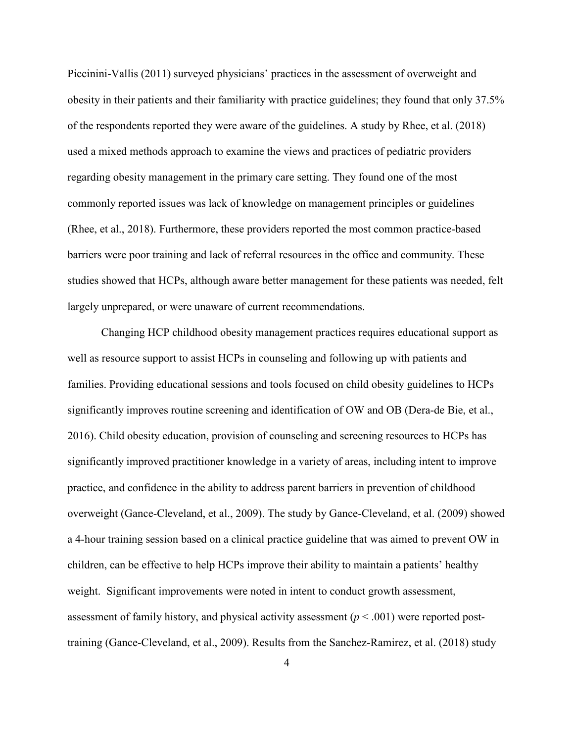Piccinini-Vallis (2011) surveyed physicians' practices in the assessment of overweight and obesity in their patients and their familiarity with practice guidelines; they found that only 37.5% of the respondents reported they were aware of the guidelines. A study by Rhee, et al. (2018) used a mixed methods approach to examine the views and practices of pediatric providers regarding obesity management in the primary care setting. They found one of the most commonly reported issues was lack of knowledge on management principles or guidelines (Rhee, et al., 2018). Furthermore, these providers reported the most common practice-based barriers were poor training and lack of referral resources in the office and community. These studies showed that HCPs, although aware better management for these patients was needed, felt largely unprepared, or were unaware of current recommendations.

Changing HCP childhood obesity management practices requires educational support as well as resource support to assist HCPs in counseling and following up with patients and families. Providing educational sessions and tools focused on child obesity guidelines to HCPs significantly improves routine screening and identification of OW and OB (Dera-de Bie, et al., 2016). Child obesity education, provision of counseling and screening resources to HCPs has significantly improved practitioner knowledge in a variety of areas, including intent to improve practice, and confidence in the ability to address parent barriers in prevention of childhood overweight (Gance-Cleveland, et al., 2009). The study by Gance-Cleveland, et al. (2009) showed a 4-hour training session based on a clinical practice guideline that was aimed to prevent OW in children, can be effective to help HCPs improve their ability to maintain a patients' healthy weight. Significant improvements were noted in intent to conduct growth assessment, assessment of family history, and physical activity assessment ($p < .001$) were reported post-training (Gance-Cleveland, et al., 2009). Results from the Sanchez-Ramirez, et al. (2018) study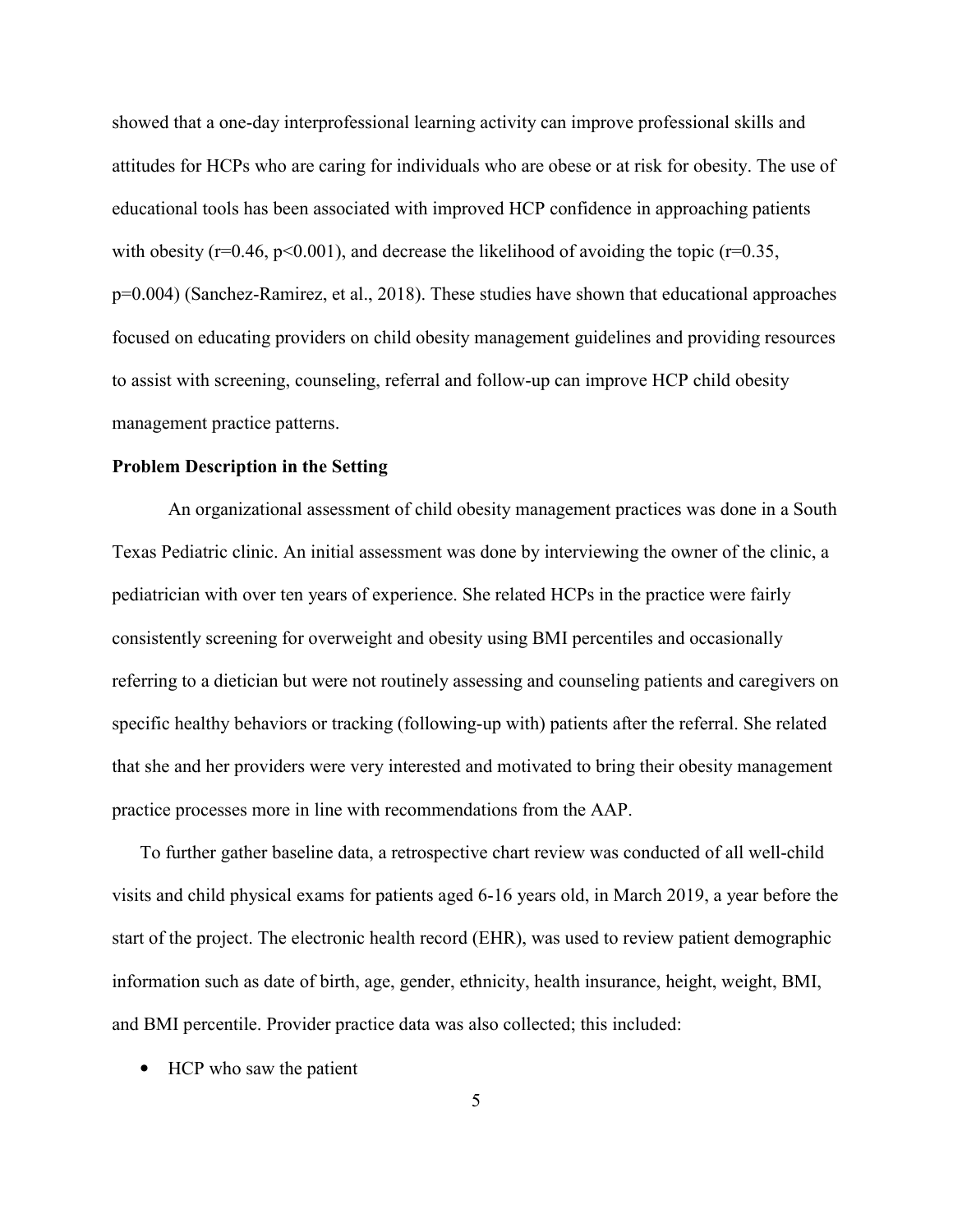showed that a one-day interprofessional learning activity can improve professional skills and attitudes for HCPs who are caring for individuals who are obese or at risk for obesity. The use of educational tools has been associated with improved HCP confidence in approaching patients with obesity ($r=0.46$, $p<0.001$), and decrease the likelihood of avoiding the topic ($r=0.35$, $p=0.004$) (Sanchez-Ramirez, et al., 2018). These studies have shown that educational approaches focused on educating providers on child obesity management guidelines and providing resources to assist with screening, counseling, referral and follow-up can improve HCP child obesity management practice patterns.

**Problem Description in the Setting**

An organizational assessment of child obesity management practices was done in a South Texas Pediatric clinic. An initial assessment was done by interviewing the owner of the clinic, a pediatrician with over ten years of experience. She related HCPs in the practice were fairly consistently screening for overweight and obesity using BMI percentiles and occasionally referring to a dietician but were not routinely assessing and counseling patients and caregivers on specific healthy behaviors or tracking (following-up with) patients after the referral. She related that she and her providers were very interested and motivated to bring their obesity management practice processes more in line with recommendations from the AAP.

To further gather baseline data, a retrospective chart review was conducted of all well-child visits and child physical exams for patients aged 6-16 years old, in March 2019, a year before the start of the project. The electronic health record (EHR), was used to review patient demographic information such as date of birth, age, gender, ethnicity, health insurance, height, weight, BMI, and BMI percentile. Provider practice data was also collected; this included:

- HCP who saw the patient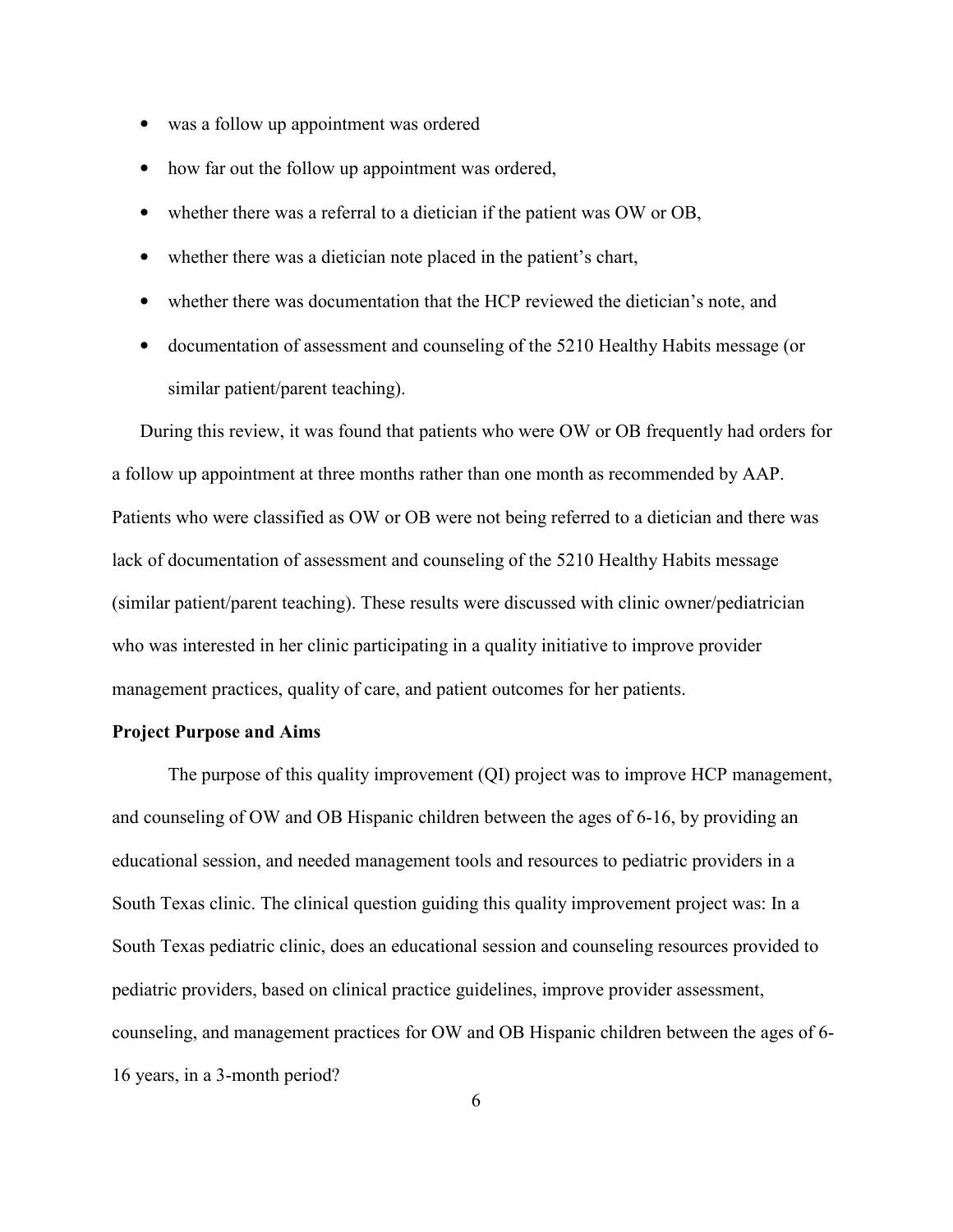- was a follow up appointment was ordered
- how far out the follow up appointment was ordered,
- whether there was a referral to a dietician if the patient was OW or OB,
- whether there was a dietician note placed in the patient's chart,
- whether there was documentation that the HCP reviewed the dietician's note, and
- documentation of assessment and counseling of the 5210 Healthy Habits message (or similar patient/parent teaching).

During this review, it was found that patients who were OW or OB frequently had orders for a follow up appointment at three months rather than one month as recommended by AAP. Patients who were classified as OW or OB were not being referred to a dietician and there was lack of documentation of assessment and counseling of the 5210 Healthy Habits message (similar patient/parent teaching). These results were discussed with clinic owner/pediatrician who was interested in her clinic participating in a quality initiative to improve provider management practices, quality of care, and patient outcomes for her patients.

**Project Purpose and Aims**

The purpose of this quality improvement (QI) project was to improve HCP management, and counseling of OW and OB Hispanic children between the ages of 6-16, by providing an educational session, and needed management tools and resources to pediatric providers in a South Texas clinic. The clinical question guiding this quality improvement project was: In a South Texas pediatric clinic, does an educational session and counseling resources provided to pediatric providers, based on clinical practice guidelines, improve provider assessment, counseling, and management practices for OW and OB Hispanic children between the ages of 6-16 years, in a 3-month period?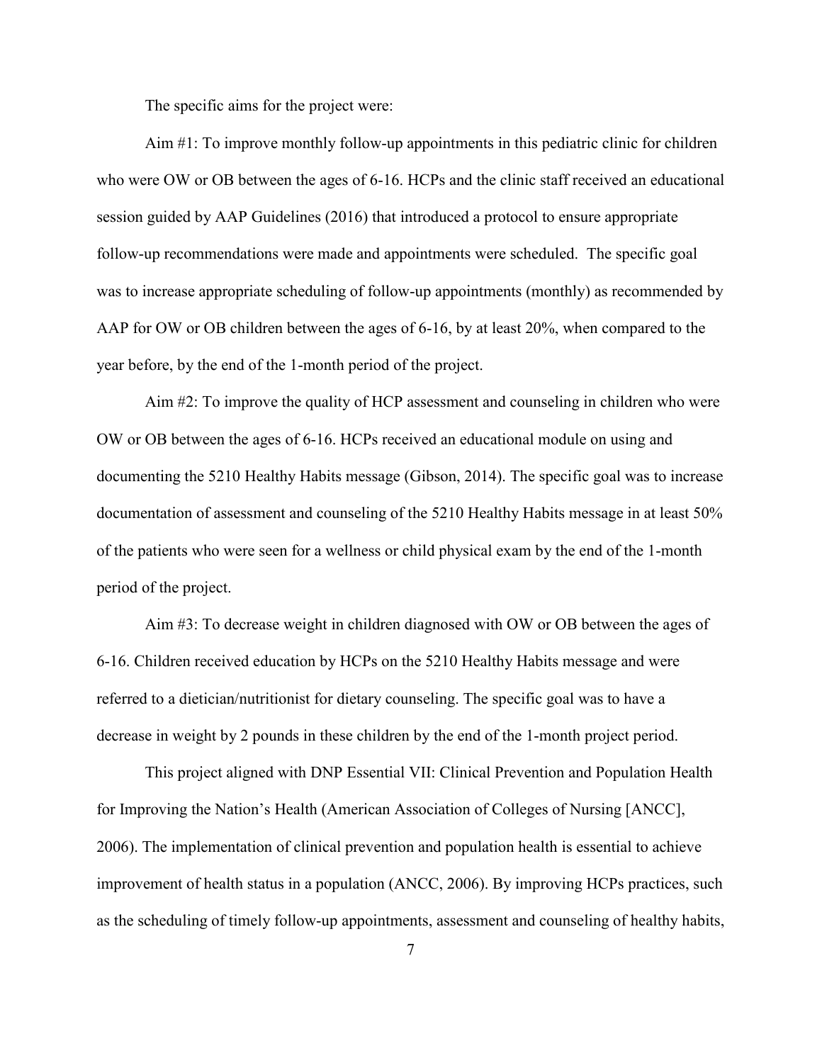The specific aims for the project were:

Aim #1: To improve monthly follow-up appointments in this pediatric clinic for children who were OW or OB between the ages of 6-16. HCPs and the clinic staff received an educational session guided by AAP Guidelines (2016) that introduced a protocol to ensure appropriate follow-up recommendations were made and appointments were scheduled. The specific goal was to increase appropriate scheduling of follow-up appointments (monthly) as recommended by AAP for OW or OB children between the ages of 6-16, by at least 20%, when compared to the year before, by the end of the 1-month period of the project.

Aim #2: To improve the quality of HCP assessment and counseling in children who were OW or OB between the ages of 6-16. HCPs received an educational module on using and documenting the 5210 Healthy Habits message (Gibson, 2014). The specific goal was to increase documentation of assessment and counseling of the 5210 Healthy Habits message in at least 50% of the patients who were seen for a wellness or child physical exam by the end of the 1-month period of the project.

Aim #3: To decrease weight in children diagnosed with OW or OB between the ages of 6-16. Children received education by HCPs on the 5210 Healthy Habits message and were referred to a dietician/nutritionist for dietary counseling. The specific goal was to have a decrease in weight by 2 pounds in these children by the end of the 1-month project period.

This project aligned with DNP Essential VII: Clinical Prevention and Population Health for Improving the Nation's Health (American Association of Colleges of Nursing [ANCC], 2006). The implementation of clinical prevention and population health is essential to achieve improvement of health status in a population (ANCC, 2006). By improving HCPs practices, such as the scheduling of timely follow-up appointments, assessment and counseling of healthy habits,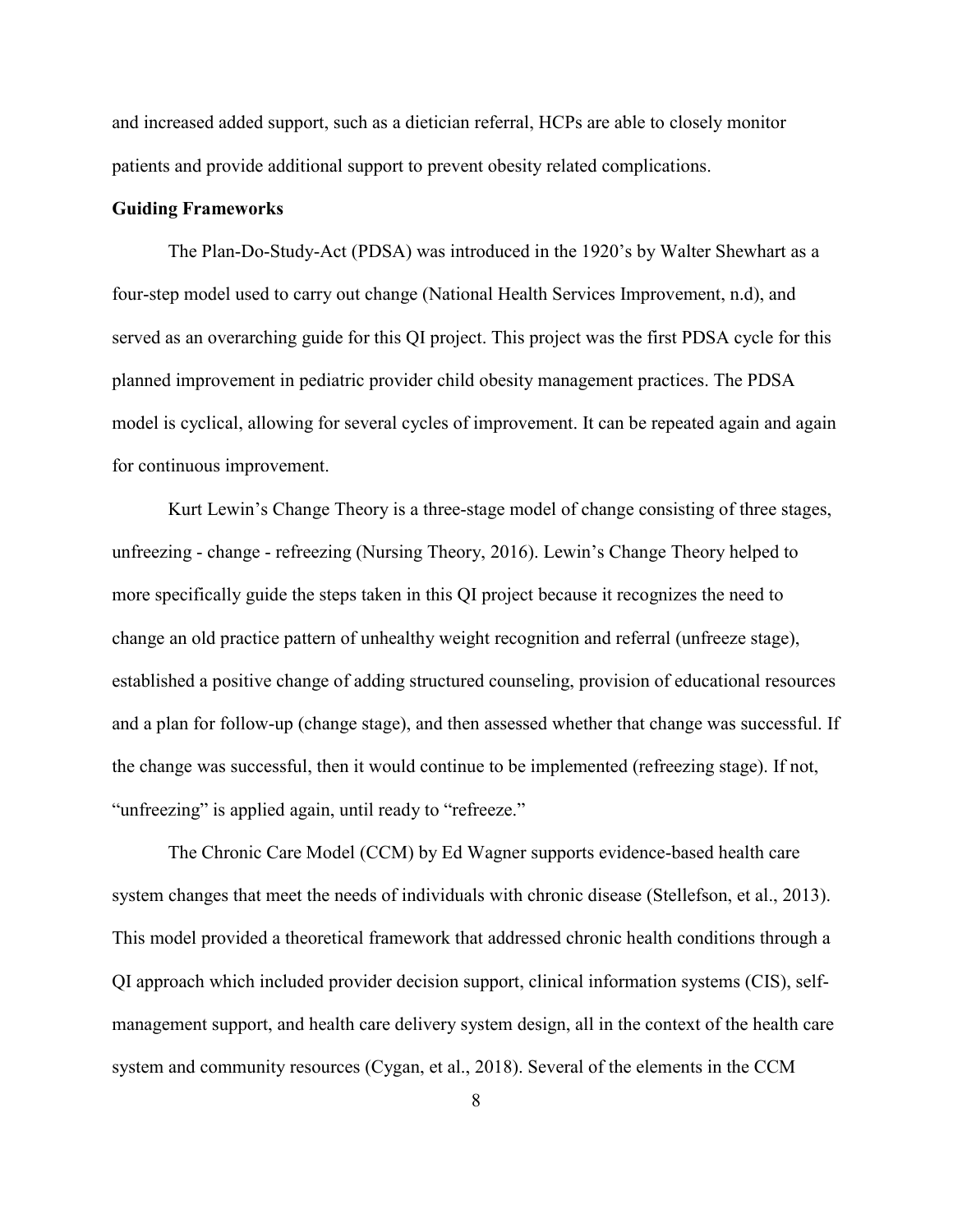and increased added support, such as a dietician referral, HCPs are able to closely monitor patients and provide additional support to prevent obesity related complications.

## Guiding Frameworks

The Plan-Do-Study-Act (PDSA) was introduced in the 1920's by Walter Shewhart as a four-step model used to carry out change (National Health Services Improvement, n.d), and served as an overarching guide for this QI project. This project was the first PDSA cycle for this planned improvement in pediatric provider child obesity management practices. The PDSA model is cyclical, allowing for several cycles of improvement. It can be repeated again and again for continuous improvement.

Kurt Lewin's Change Theory is a three-stage model of change consisting of three stages, unfreezing - change - refreezing (Nursing Theory, 2016). Lewin's Change Theory helped to more specifically guide the steps taken in this QI project because it recognizes the need to change an old practice pattern of unhealthy weight recognition and referral (unfreeze stage), established a positive change of adding structured counseling, provision of educational resources and a plan for follow-up (change stage), and then assessed whether that change was successful. If the change was successful, then it would continue to be implemented (refreezing stage). If not, "unfreezing" is applied again, until ready to "refreeze."

The Chronic Care Model (CCM) by Ed Wagner supports evidence-based health care system changes that meet the needs of individuals with chronic disease (Stellefson, et al., 2013). This model provided a theoretical framework that addressed chronic health conditions through a QI approach which included provider decision support, clinical information systems (CIS), self-management support, and health care delivery system design, all in the context of the health care system and community resources (Cygan, et al., 2018). Several of the elements in the CCM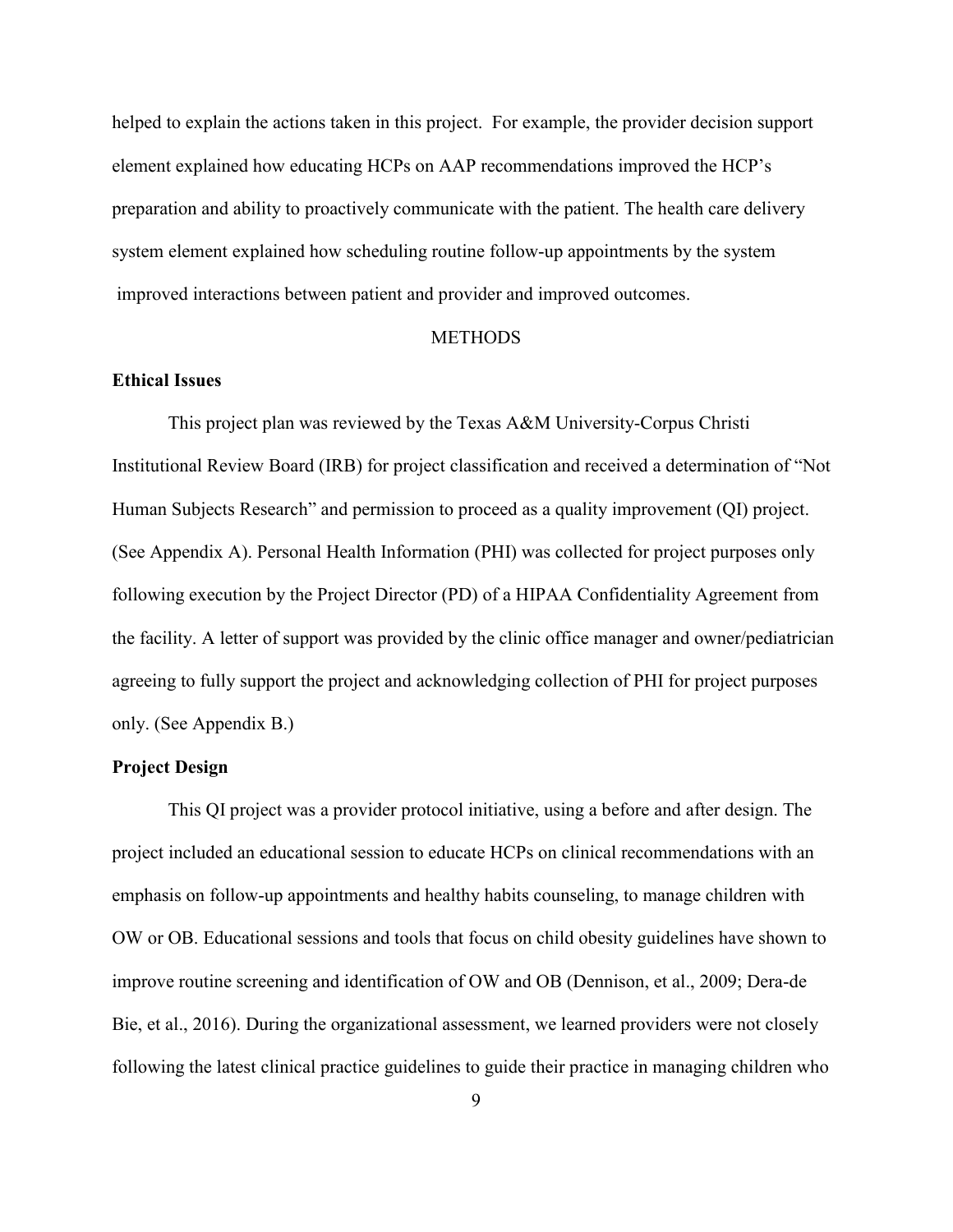helped to explain the actions taken in this project. For example, the provider decision support element explained how educating HCPs on AAP recommendations improved the HCP's preparation and ability to proactively communicate with the patient. The health care delivery system element explained how scheduling routine follow-up appointments by the system improved interactions between patient and provider and improved outcomes.

# METHODS

## Ethical Issues

This project plan was reviewed by the Texas A&M University-Corpus Christi Institutional Review Board (IRB) for project classification and received a determination of "Not Human Subjects Research" and permission to proceed as a quality improvement (QI) project. (See Appendix A). Personal Health Information (PHI) was collected for project purposes only following execution by the Project Director (PD) of a HIPAA Confidentiality Agreement from the facility. A letter of support was provided by the clinic office manager and owner/pediatrician agreeing to fully support the project and acknowledging collection of PHI for project purposes only. (See Appendix B.)

## Project Design

This QI project was a provider protocol initiative, using a before and after design. The project included an educational session to educate HCPs on clinical recommendations with an emphasis on follow-up appointments and healthy habits counseling, to manage children with OW or OB. Educational sessions and tools that focus on child obesity guidelines have shown to improve routine screening and identification of OW and OB (Dennison, et al., 2009; Dera-de Bie, et al., 2016). During the organizational assessment, we learned providers were not closely following the latest clinical practice guidelines to guide their practice in managing children who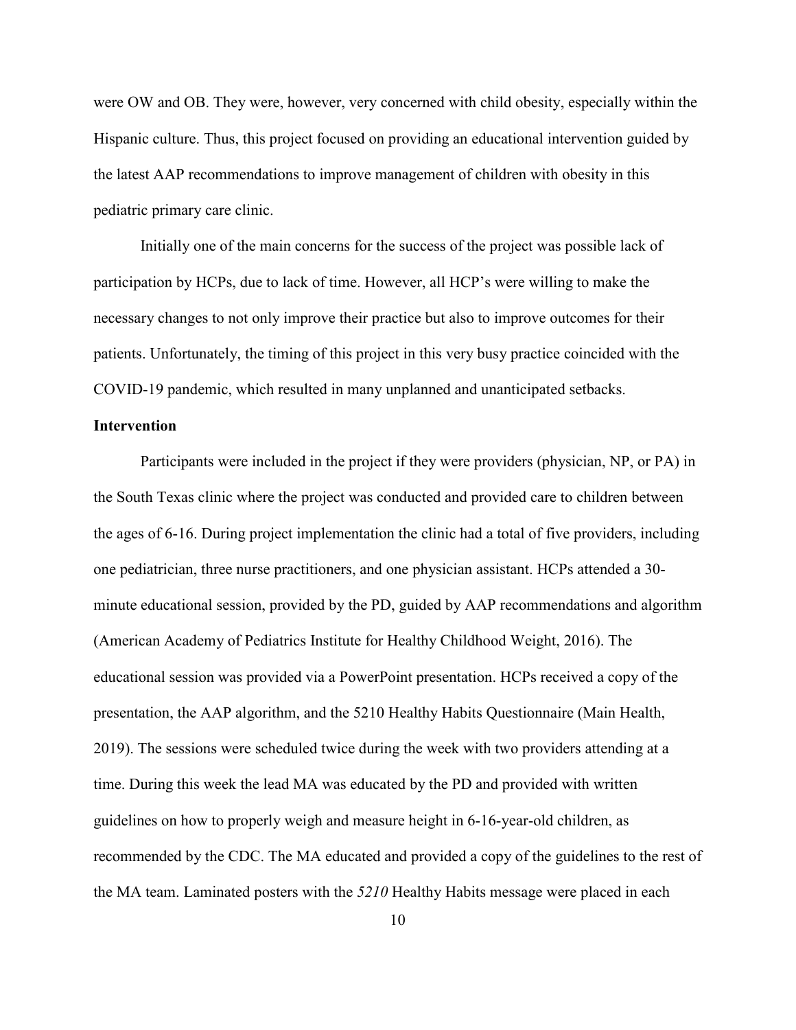were OW and OB. They were, however, very concerned with child obesity, especially within the Hispanic culture. Thus, this project focused on providing an educational intervention guided by the latest AAP recommendations to improve management of children with obesity in this pediatric primary care clinic.

Initially one of the main concerns for the success of the project was possible lack of participation by HCPs, due to lack of time. However, all HCP's were willing to make the necessary changes to not only improve their practice but also to improve outcomes for their patients. Unfortunately, the timing of this project in this very busy practice coincided with the COVID-19 pandemic, which resulted in many unplanned and unanticipated setbacks.

**Intervention**

Participants were included in the project if they were providers (physician, NP, or PA) in the South Texas clinic where the project was conducted and provided care to children between the ages of 6-16. During project implementation the clinic had a total of five providers, including one pediatrician, three nurse practitioners, and one physician assistant. HCPs attended a 30-minute educational session, provided by the PD, guided by AAP recommendations and algorithm (American Academy of Pediatrics Institute for Healthy Childhood Weight, 2016). The educational session was provided via a PowerPoint presentation. HCPs received a copy of the presentation, the AAP algorithm, and the 5210 Healthy Habits Questionnaire (Main Health, 2019). The sessions were scheduled twice during the week with two providers attending at a time. During this week the lead MA was educated by the PD and provided with written guidelines on how to properly weigh and measure height in 6-16-year-old children, as recommended by the CDC. The MA educated and provided a copy of the guidelines to the rest of the MA team. Laminated posters with the *5210* Healthy Habits message were placed in each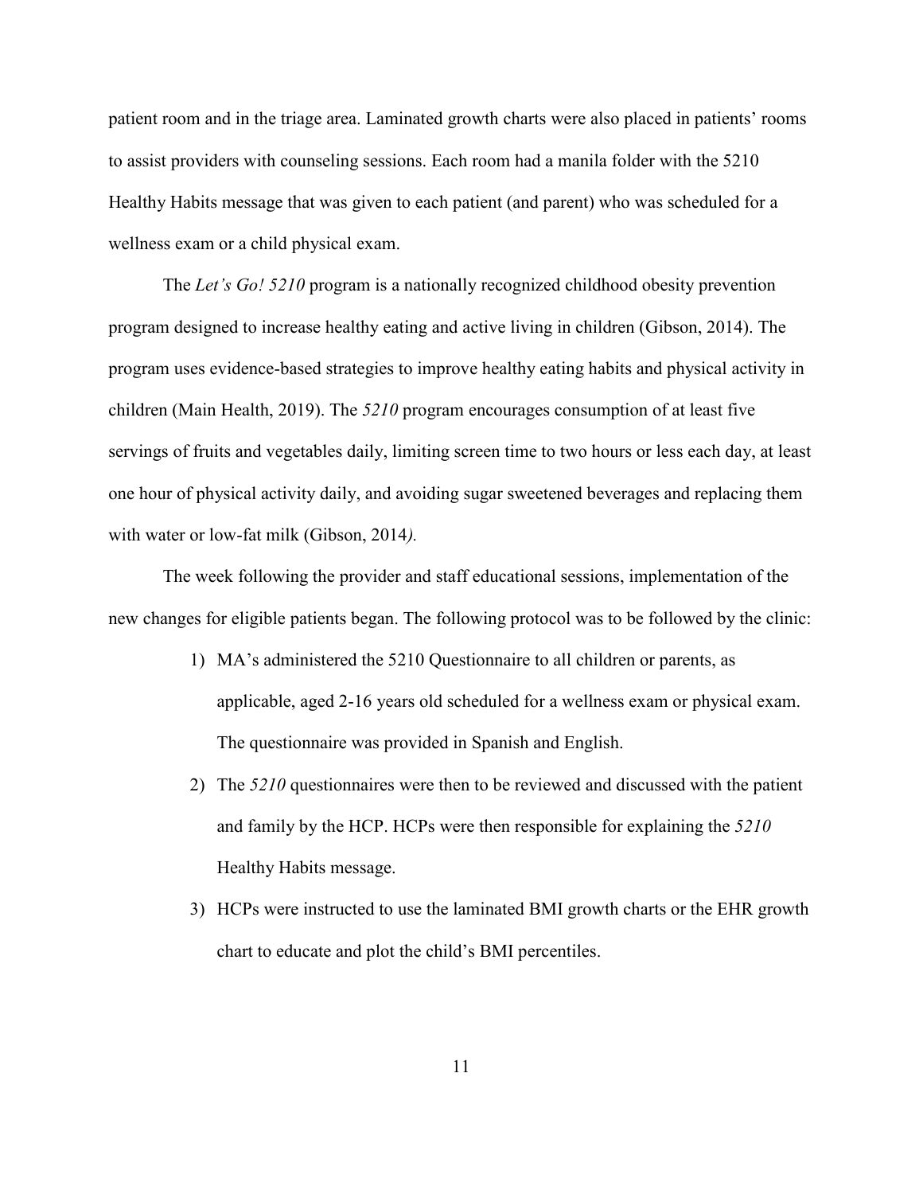patient room and in the triage area. Laminated growth charts were also placed in patients' rooms to assist providers with counseling sessions. Each room had a manila folder with the 5210 Healthy Habits message that was given to each patient (and parent) who was scheduled for a wellness exam or a child physical exam.

The *Let's Go! 5210* program is a nationally recognized childhood obesity prevention program designed to increase healthy eating and active living in children (Gibson, 2014). The program uses evidence-based strategies to improve healthy eating habits and physical activity in children (Main Health, 2019). The *5210* program encourages consumption of at least five servings of fruits and vegetables daily, limiting screen time to two hours or less each day, at least one hour of physical activity daily, and avoiding sugar sweetened beverages and replacing them with water or low-fat milk (Gibson, 2014*).*

The week following the provider and staff educational sessions, implementation of the new changes for eligible patients began. The following protocol was to be followed by the clinic:

1) MA's administered the 5210 Questionnaire to all children or parents, as applicable, aged 2-16 years old scheduled for a wellness exam or physical exam. The questionnaire was provided in Spanish and English.
2) The *5210* questionnaires were then to be reviewed and discussed with the patient and family by the HCP. HCPs were then responsible for explaining the *5210* Healthy Habits message.
3) HCPs were instructed to use the laminated BMI growth charts or the EHR growth chart to educate and plot the child's BMI percentiles.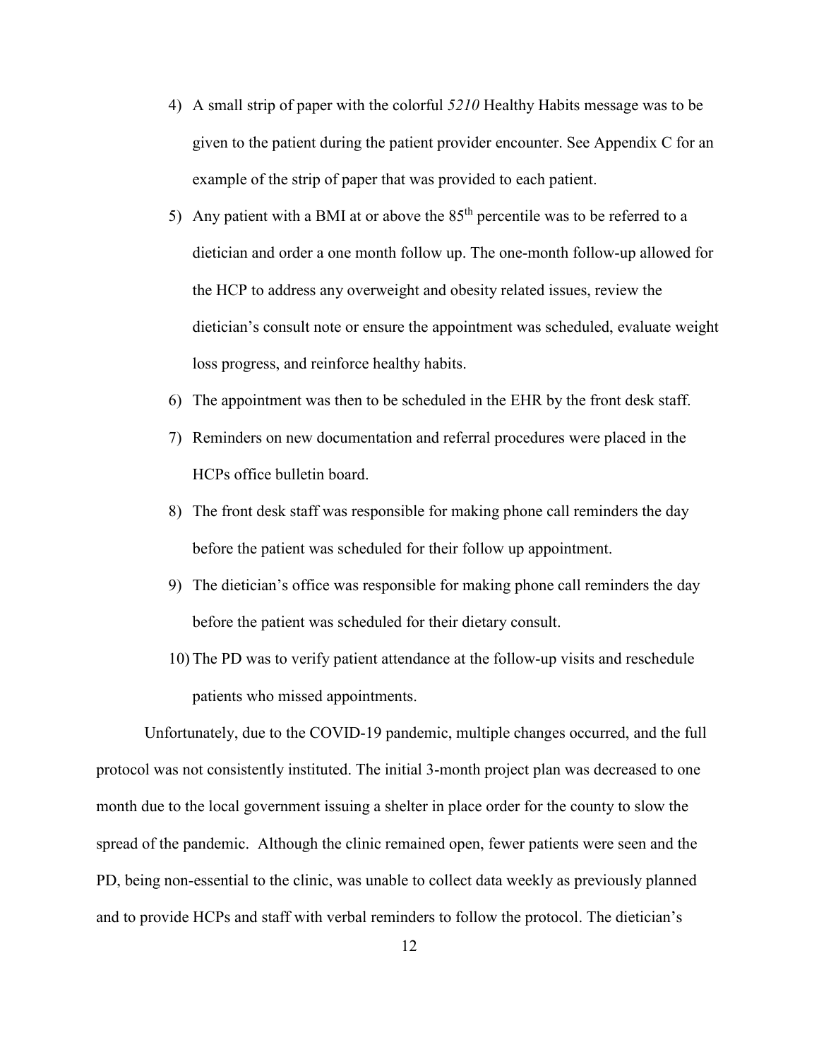4) A small strip of paper with the colorful *5210* Healthy Habits message was to be given to the patient during the patient provider encounter. See Appendix C for an example of the strip of paper that was provided to each patient.
5) Any patient with a BMI at or above the 85th percentile was to be referred to a dietician and order a one month follow up. The one-month follow-up allowed for the HCP to address any overweight and obesity related issues, review the dietician's consult note or ensure the appointment was scheduled, evaluate weight loss progress, and reinforce healthy habits.
6) The appointment was then to be scheduled in the EHR by the front desk staff.
7) Reminders on new documentation and referral procedures were placed in the HCPs office bulletin board.
8) The front desk staff was responsible for making phone call reminders the day before the patient was scheduled for their follow up appointment.
9) The dietician's office was responsible for making phone call reminders the day before the patient was scheduled for their dietary consult.
10) The PD was to verify patient attendance at the follow-up visits and reschedule patients who missed appointments.

Unfortunately, due to the COVID-19 pandemic, multiple changes occurred, and the full protocol was not consistently instituted. The initial 3-month project plan was decreased to one month due to the local government issuing a shelter in place order for the county to slow the spread of the pandemic. Although the clinic remained open, fewer patients were seen and the PD, being non-essential to the clinic, was unable to collect data weekly as previously planned and to provide HCPs and staff with verbal reminders to follow the protocol. The dietician's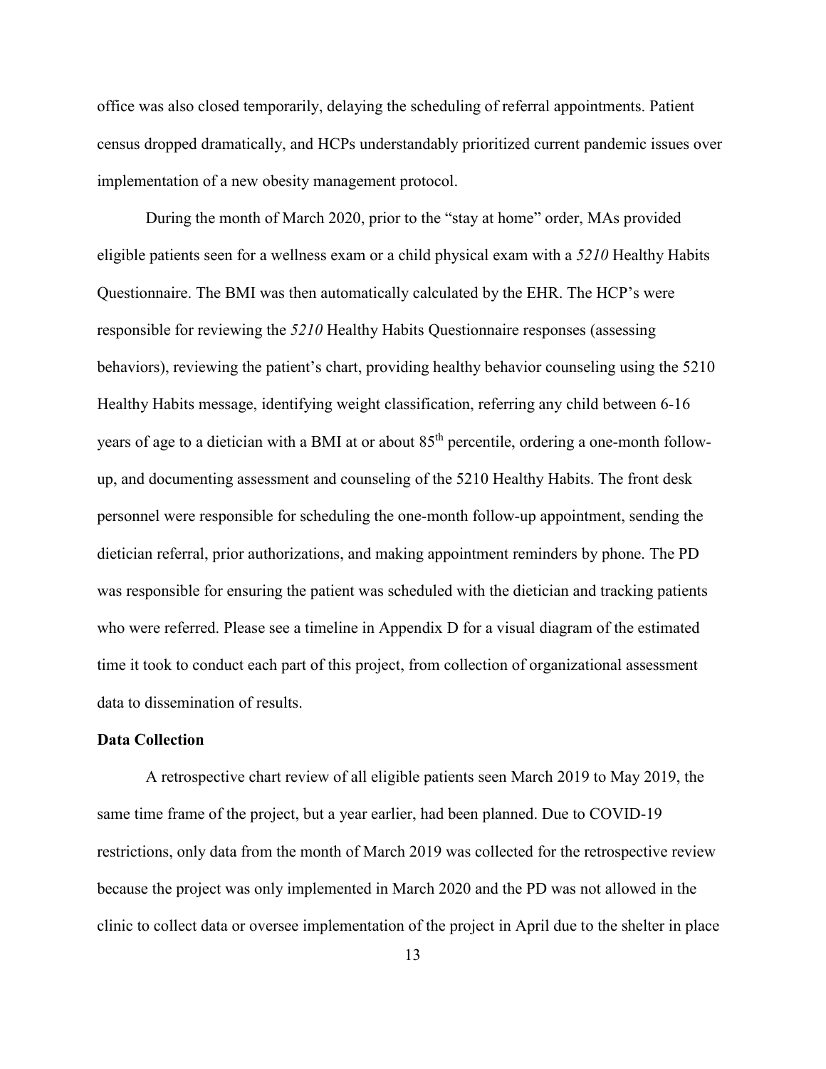office was also closed temporarily, delaying the scheduling of referral appointments. Patient census dropped dramatically, and HCPs understandably prioritized current pandemic issues over implementation of a new obesity management protocol.

During the month of March 2020, prior to the "stay at home" order, MAs provided eligible patients seen for a wellness exam or a child physical exam with a *5210* Healthy Habits Questionnaire. The BMI was then automatically calculated by the EHR. The HCP's were responsible for reviewing the *5210* Healthy Habits Questionnaire responses (assessing behaviors), reviewing the patient's chart, providing healthy behavior counseling using the 5210 Healthy Habits message, identifying weight classification, referring any child between 6-16 years of age to a dietician with a BMI at or about 85th percentile, ordering a one-month follow-up, and documenting assessment and counseling of the 5210 Healthy Habits. The front desk personnel were responsible for scheduling the one-month follow-up appointment, sending the dietician referral, prior authorizations, and making appointment reminders by phone. The PD was responsible for ensuring the patient was scheduled with the dietician and tracking patients who were referred. Please see a timeline in Appendix D for a visual diagram of the estimated time it took to conduct each part of this project, from collection of organizational assessment data to dissemination of results.

**Data Collection**

A retrospective chart review of all eligible patients seen March 2019 to May 2019, the same time frame of the project, but a year earlier, had been planned. Due to COVID-19 restrictions, only data from the month of March 2019 was collected for the retrospective review because the project was only implemented in March 2020 and the PD was not allowed in the clinic to collect data or oversee implementation of the project in April due to the shelter in place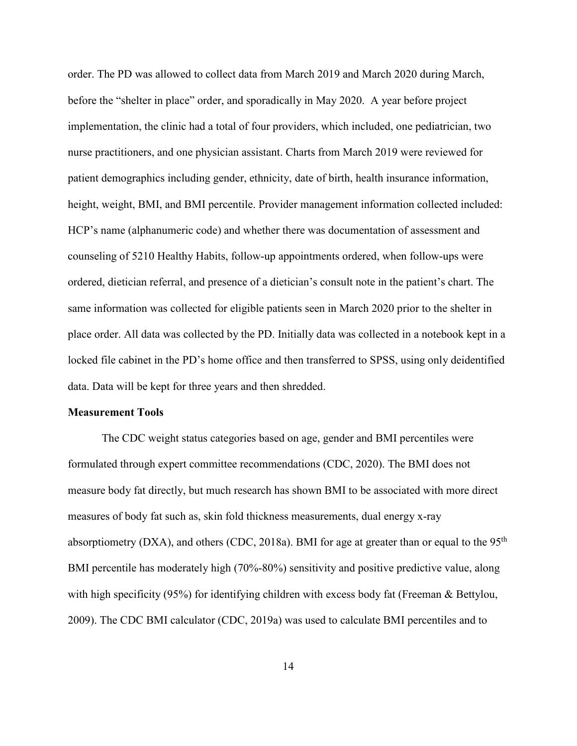order. The PD was allowed to collect data from March 2019 and March 2020 during March, before the "shelter in place" order, and sporadically in May 2020. A year before project implementation, the clinic had a total of four providers, which included, one pediatrician, two nurse practitioners, and one physician assistant. Charts from March 2019 were reviewed for patient demographics including gender, ethnicity, date of birth, health insurance information, height, weight, BMI, and BMI percentile. Provider management information collected included: HCP's name (alphanumeric code) and whether there was documentation of assessment and counseling of 5210 Healthy Habits, follow-up appointments ordered, when follow-ups were ordered, dietician referral, and presence of a dietician's consult note in the patient's chart. The same information was collected for eligible patients seen in March 2020 prior to the shelter in place order. All data was collected by the PD. Initially data was collected in a notebook kept in a locked file cabinet in the PD's home office and then transferred to SPSS, using only deidentified data. Data will be kept for three years and then shredded.

**Measurement Tools**

The CDC weight status categories based on age, gender and BMI percentiles were formulated through expert committee recommendations (CDC, 2020). The BMI does not measure body fat directly, but much research has shown BMI to be associated with more direct measures of body fat such as, skin fold thickness measurements, dual energy x-ray absorptiometry (DXA), and others (CDC, 2018a). BMI for age at greater than or equal to the $95^{th}$ BMI percentile has moderately high (70%-80%) sensitivity and positive predictive value, along with high specificity (95%) for identifying children with excess body fat (Freeman & Bettylou, 2009). The CDC BMI calculator (CDC, 2019a) was used to calculate BMI percentiles and to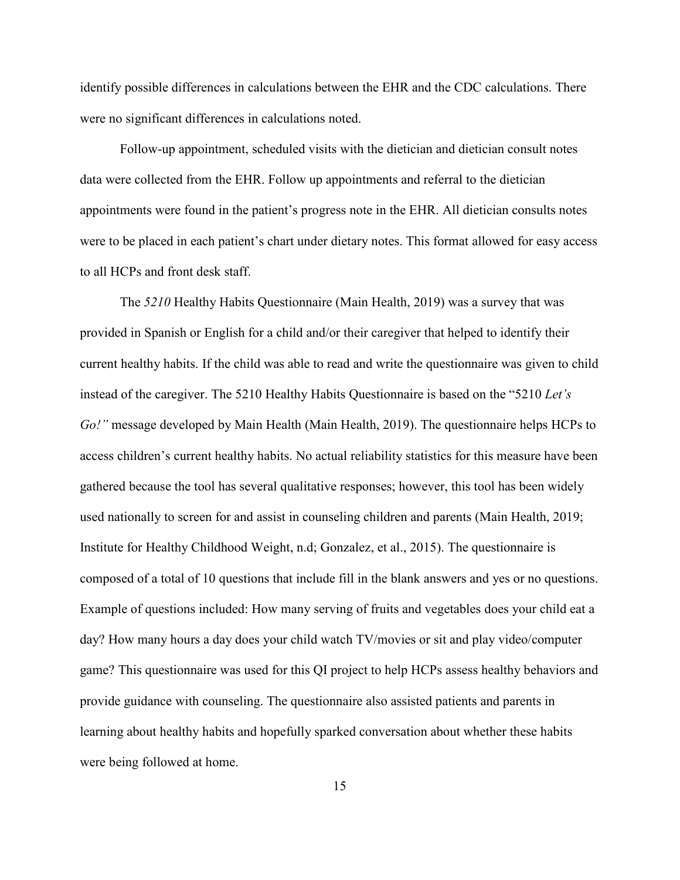identify possible differences in calculations between the EHR and the CDC calculations. There were no significant differences in calculations noted.

Follow-up appointment, scheduled visits with the dietician and dietician consult notes data were collected from the EHR. Follow up appointments and referral to the dietician appointments were found in the patient's progress note in the EHR. All dietician consults notes were to be placed in each patient's chart under dietary notes. This format allowed for easy access to all HCPs and front desk staff.

The *5210* Healthy Habits Questionnaire (Main Health, 2019) was a survey that was provided in Spanish or English for a child and/or their caregiver that helped to identify their current healthy habits. If the child was able to read and write the questionnaire was given to child instead of the caregiver. The 5210 Healthy Habits Questionnaire is based on the "5210 *Let's Go!"* message developed by Main Health (Main Health, 2019). The questionnaire helps HCPs to access children's current healthy habits. No actual reliability statistics for this measure have been gathered because the tool has several qualitative responses; however, this tool has been widely used nationally to screen for and assist in counseling children and parents (Main Health, 2019; Institute for Healthy Childhood Weight, n.d; Gonzalez, et al., 2015). The questionnaire is composed of a total of 10 questions that include fill in the blank answers and yes or no questions. Example of questions included: How many serving of fruits and vegetables does your child eat a day? How many hours a day does your child watch TV/movies or sit and play video/computer game? This questionnaire was used for this QI project to help HCPs assess healthy behaviors and provide guidance with counseling. The questionnaire also assisted patients and parents in learning about healthy habits and hopefully sparked conversation about whether these habits were being followed at home.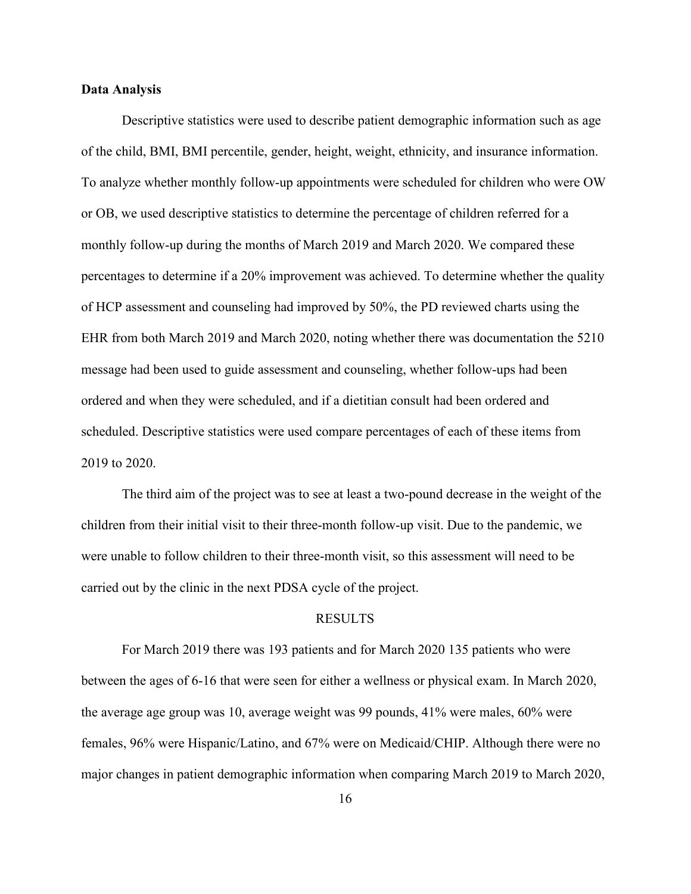**Data Analysis**

Descriptive statistics were used to describe patient demographic information such as age of the child, BMI, BMI percentile, gender, height, weight, ethnicity, and insurance information. To analyze whether monthly follow-up appointments were scheduled for children who were OW or OB, we used descriptive statistics to determine the percentage of children referred for a monthly follow-up during the months of March 2019 and March 2020. We compared these percentages to determine if a 20% improvement was achieved. To determine whether the quality of HCP assessment and counseling had improved by 50%, the PD reviewed charts using the EHR from both March 2019 and March 2020, noting whether there was documentation the 5210 message had been used to guide assessment and counseling, whether follow-ups had been ordered and when they were scheduled, and if a dietitian consult had been ordered and scheduled. Descriptive statistics were used compare percentages of each of these items from 2019 to 2020.

The third aim of the project was to see at least a two-pound decrease in the weight of the children from their initial visit to their three-month follow-up visit. Due to the pandemic, we were unable to follow children to their three-month visit, so this assessment will need to be carried out by the clinic in the next PDSA cycle of the project.

## RESULTS

For March 2019 there was 193 patients and for March 2020 135 patients who were between the ages of 6-16 that were seen for either a wellness or physical exam. In March 2020, the average age group was 10, average weight was 99 pounds, 41% were males, 60% were females, 96% were Hispanic/Latino, and 67% were on Medicaid/CHIP. Although there were no major changes in patient demographic information when comparing March 2019 to March 2020,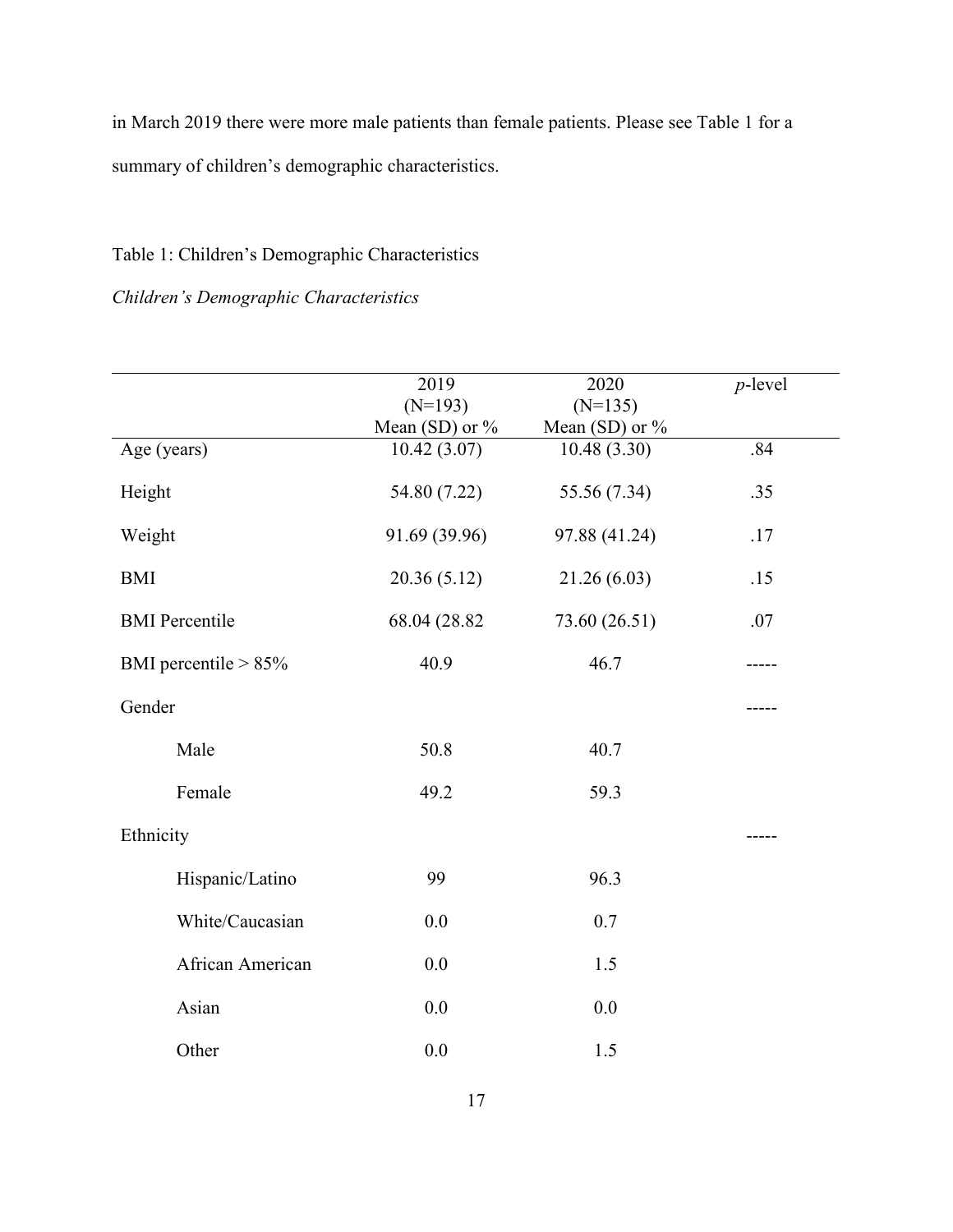in March 2019 there were more male patients than female patients. Please see Table 1 for a summary of children's demographic characteristics.

Table 1: Children's Demographic Characteristics

*Children's Demographic Characteristics*

| | 2019 (N=193) Mean (SD) or % | 2020 (N=135) Mean (SD) or % | *p*-level |
|---|---|---|---|
| Age (years) | 10.42 (3.07) | 10.48 (3.30) | .84 |
| Height | 54.80 (7.22) | 55.56 (7.34) | .35 |
| Weight | 91.69 (39.96) | 97.88 (41.24) | .17 |
| BMI | 20.36 (5.12) | 21.26 (6.03) | .15 |
| BMI Percentile | 68.04 (28.82 | 73.60 (26.51) | .07 |
| BMI percentile > 85% | 40.9 | 46.7 | ----- |
| Gender | | | ----- |
| Male | 50.8 | 40.7 | |
| Female | 49.2 | 59.3 | |
| Ethnicity | | | ----- |
| Hispanic/Latino | 99 | 96.3 | |
| White/Caucasian | 0.0 | 0.7 | |
| African American | 0.0 | 1.5 | |
| Asian | 0.0 | 0.0 | |
| Other | 0.0 | 1.5 | |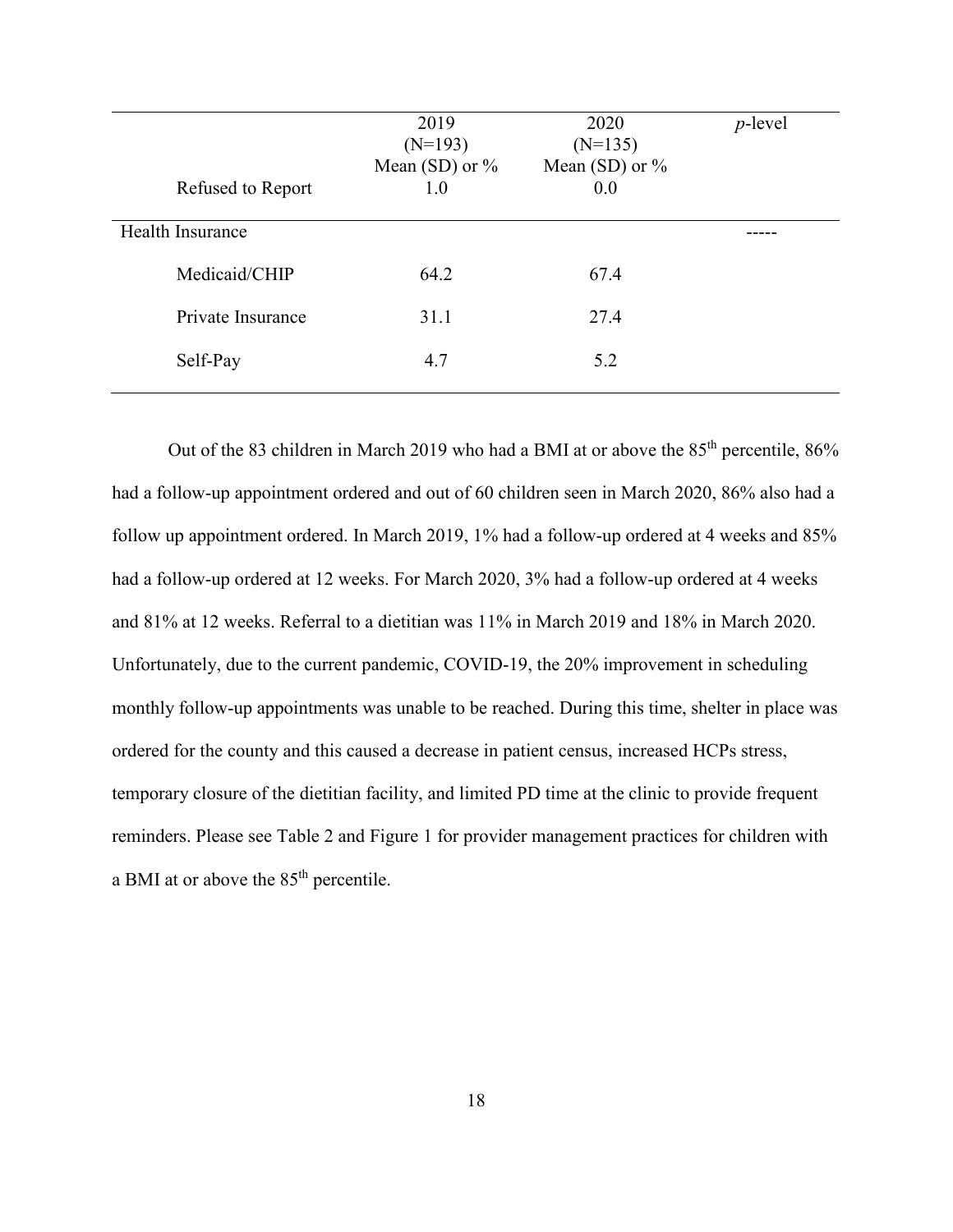| | 2019 (N=193) Mean (SD) or % | 2020 (N=135) Mean (SD) or % | *p*-level |
|---|---|---|---|
| Refused to Report | 1.0 | 0.0 | |
| Health Insurance | | | ----- |
| Medicaid/CHIP | 64.2 | 67.4 | |
| Private Insurance | 31.1 | 27.4 | |
| Self-Pay | 4.7 | 5.2 | |

Out of the 83 children in March 2019 who had a BMI at or above the 85th percentile, 86% had a follow-up appointment ordered and out of 60 children seen in March 2020, 86% also had a follow up appointment ordered. In March 2019, 1% had a follow-up ordered at 4 weeks and 85% had a follow-up ordered at 12 weeks. For March 2020, 3% had a follow-up ordered at 4 weeks and 81% at 12 weeks. Referral to a dietitian was 11% in March 2019 and 18% in March 2020. Unfortunately, due to the current pandemic, COVID-19, the 20% improvement in scheduling monthly follow-up appointments was unable to be reached. During this time, shelter in place was ordered for the county and this caused a decrease in patient census, increased HCPs stress, temporary closure of the dietitian facility, and limited PD time at the clinic to provide frequent reminders. Please see Table 2 and Figure 1 for provider management practices for children with a BMI at or above the 85th percentile.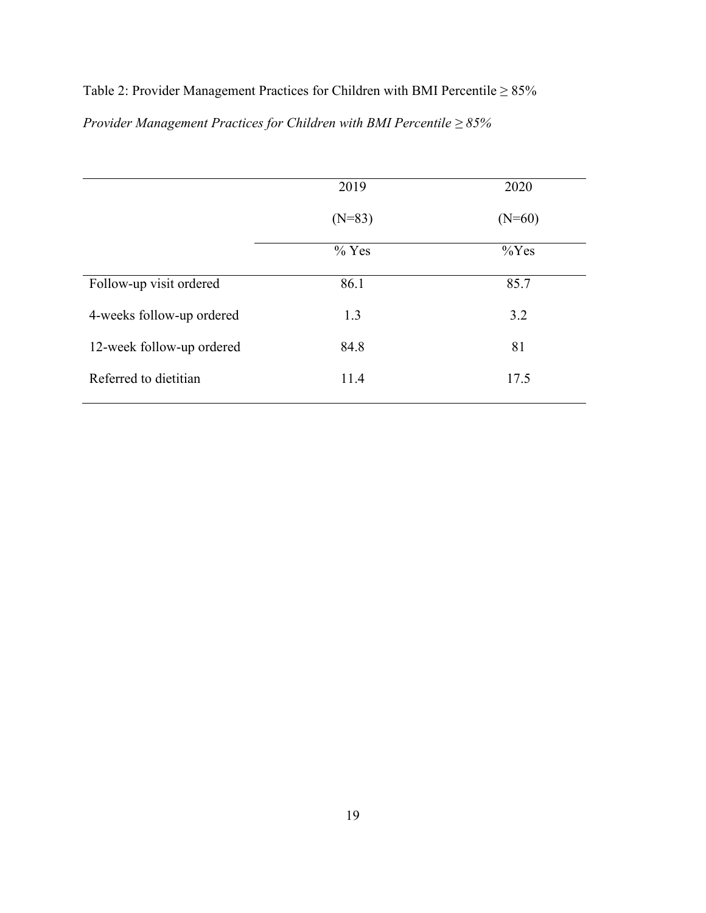Table 2: Provider Management Practices for Children with BMI Percentile ≥ 85%

*Provider Management Practices for Children with BMI Percentile ≥ 85%*

| | 2019 (N=83) | 2020 (N=60) |
|---|---|---|
| | % Yes | %Yes |
| Follow-up visit ordered | 86.1 | 85.7 |
| 4-weeks follow-up ordered | 1.3 | 3.2 |
| 12-week follow-up ordered | 84.8 | 81 |
| Referred to dietitian | 11.4 | 17.5 |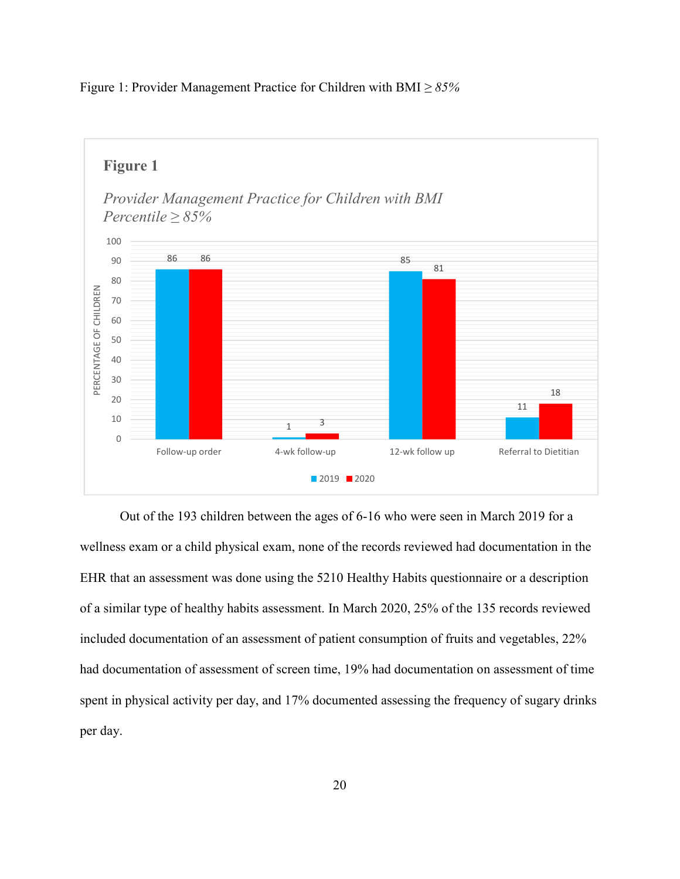Figure 1: Provider Management Practice for Children with BMI ≥ *85%*

**Figure 1**

*Provider Management Practice for Children with BMI Percentile ≥ 85%*

| | 2019 | 2020 |
|---|---|---|
| Follow-up order | 86 | 86 |
| 4-wk follow-up | 1 | 3 |
| 12-wk follow up | 85 | 81 |
| Referral to Dietitian | 11 | 18 |

Out of the 193 children between the ages of 6-16 who were seen in March 2019 for a wellness exam or a child physical exam, none of the records reviewed had documentation in the EHR that an assessment was done using the 5210 Healthy Habits questionnaire or a description of a similar type of healthy habits assessment. In March 2020, 25% of the 135 records reviewed included documentation of an assessment of patient consumption of fruits and vegetables, 22% had documentation of assessment of screen time, 19% had documentation on assessment of time spent in physical activity per day, and 17% documented assessing the frequency of sugary drinks per day.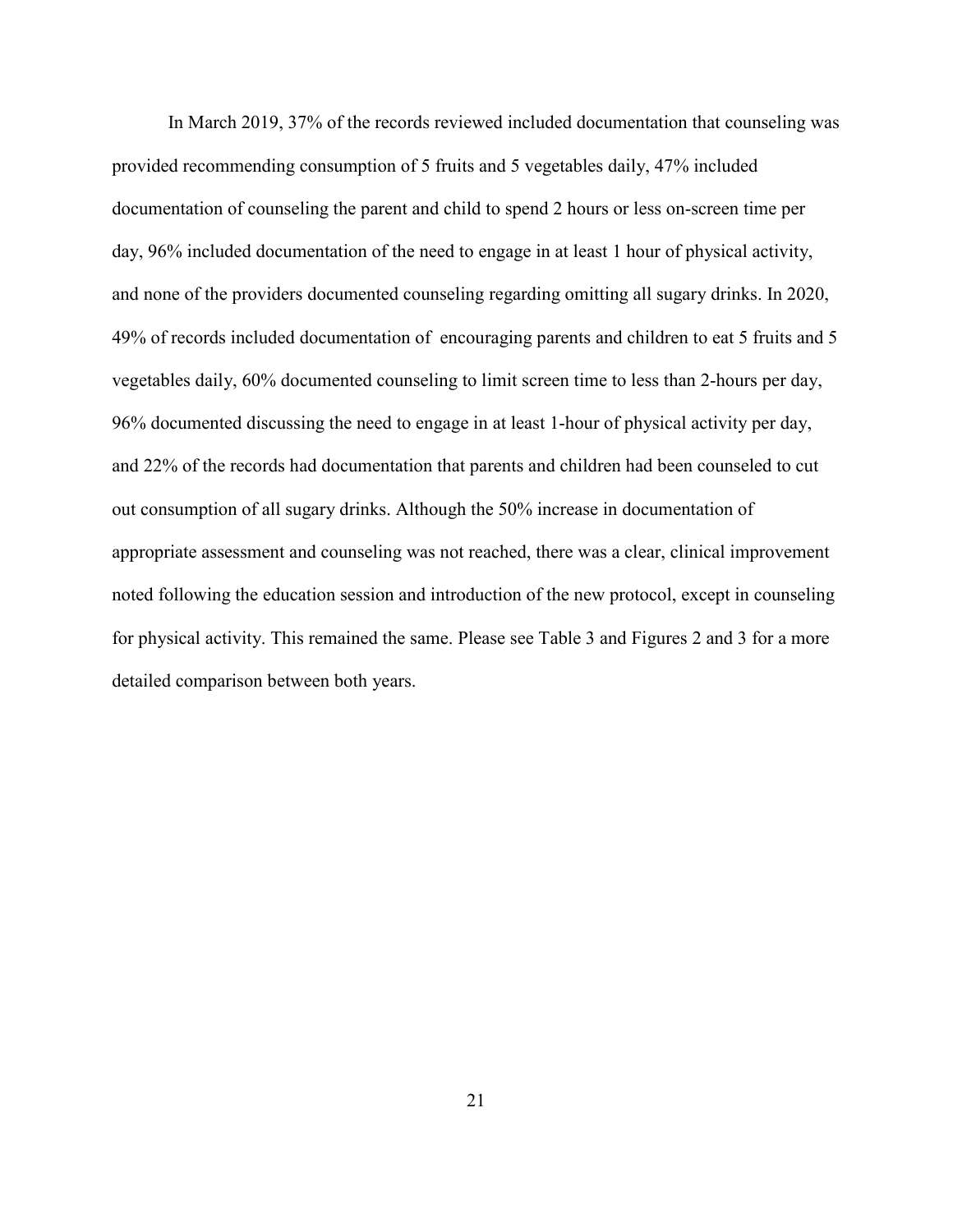In March 2019, 37% of the records reviewed included documentation that counseling was provided recommending consumption of 5 fruits and 5 vegetables daily, 47% included documentation of counseling the parent and child to spend 2 hours or less on-screen time per day, 96% included documentation of the need to engage in at least 1 hour of physical activity, and none of the providers documented counseling regarding omitting all sugary drinks. In 2020, 49% of records included documentation of encouraging parents and children to eat 5 fruits and 5 vegetables daily, 60% documented counseling to limit screen time to less than 2-hours per day, 96% documented discussing the need to engage in at least 1-hour of physical activity per day, and 22% of the records had documentation that parents and children had been counseled to cut out consumption of all sugary drinks. Although the 50% increase in documentation of appropriate assessment and counseling was not reached, there was a clear, clinical improvement noted following the education session and introduction of the new protocol, except in counseling for physical activity. This remained the same. Please see Table 3 and Figures 2 and 3 for a more detailed comparison between both years.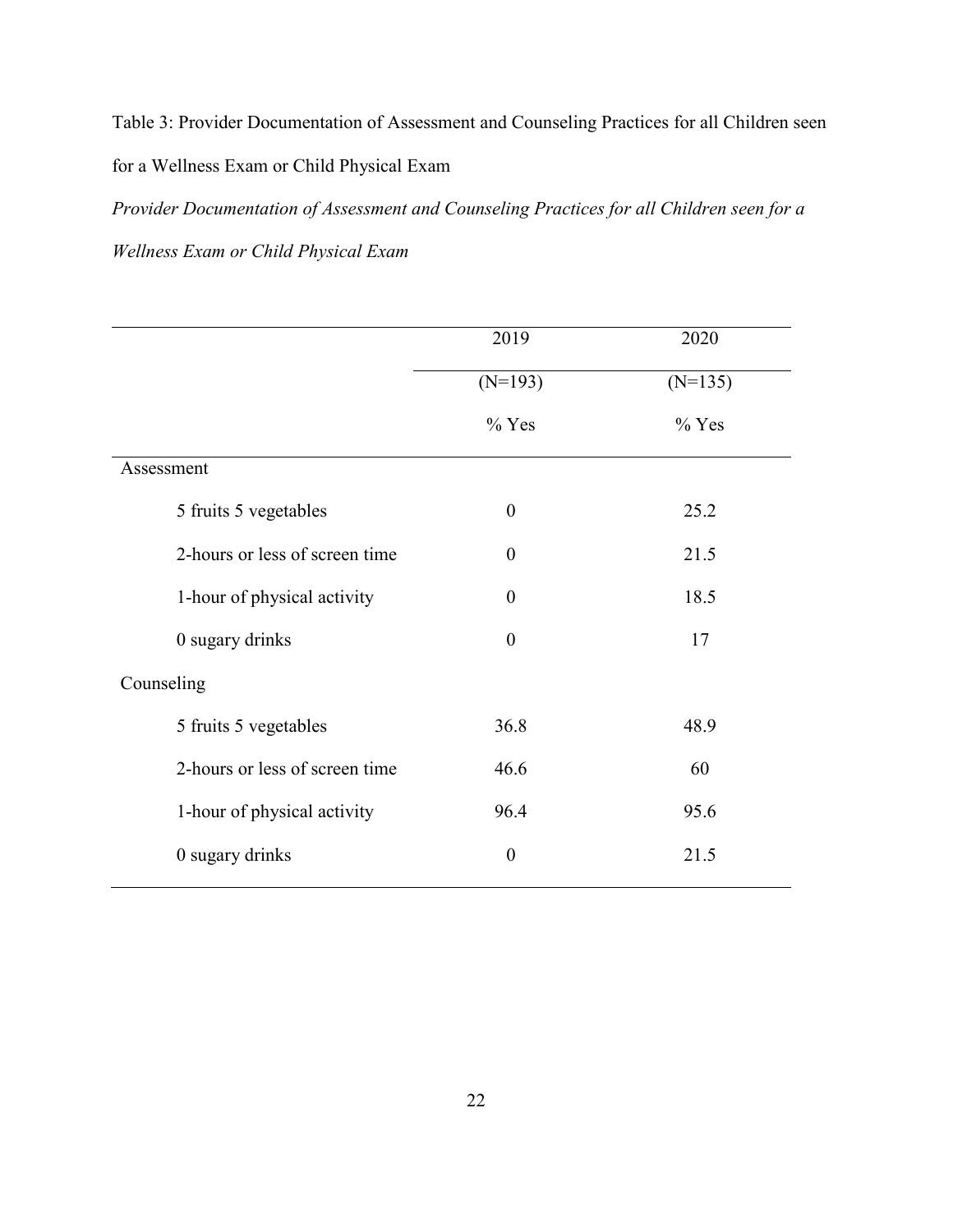Table 3: Provider Documentation of Assessment and Counseling Practices for all Children seen for a Wellness Exam or Child Physical Exam

*Provider Documentation of Assessment and Counseling Practices for all Children seen for a Wellness Exam or Child Physical Exam*

| | 2019 | 2020 |
|---|---|---|
| | (N=193) | (N=135) |
| | % Yes | % Yes |
| Assessment | | |
| 5 fruits 5 vegetables | 0 | 25.2 |
| 2-hours or less of screen time | 0 | 21.5 |
| 1-hour of physical activity | 0 | 18.5 |
| 0 sugary drinks | 0 | 17 |
| Counseling | | |
| 5 fruits 5 vegetables | 36.8 | 48.9 |
| 2-hours or less of screen time | 46.6 | 60 |
| 1-hour of physical activity | 96.4 | 95.6 |
| 0 sugary drinks | 0 | 21.5 |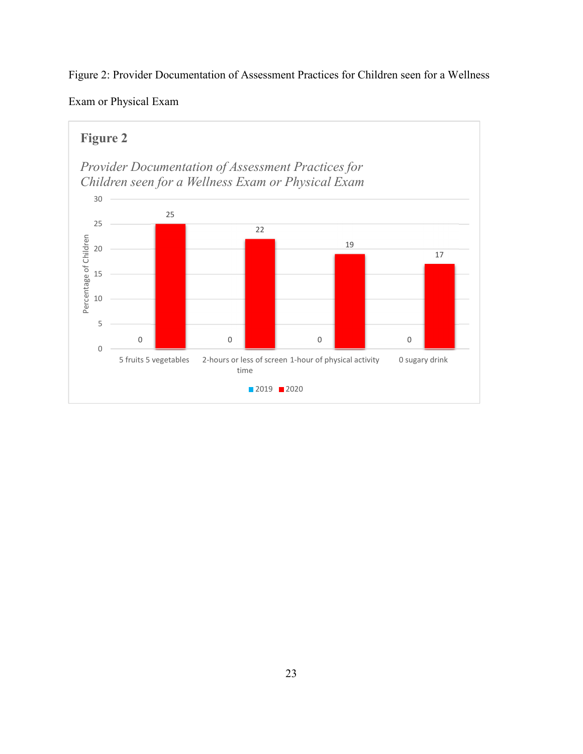Figure 2: Provider Documentation of Assessment Practices for Children seen for a Wellness Exam or Physical Exam

**Figure 2**

*Provider Documentation of Assessment Practices for Children seen for a Wellness Exam or Physical Exam*

| | 2019 | 2020 |
|---|---|---|
| 5 fruits 5 vegetables | 0 | 25 |
| 2-hours or less of screen time | 0 | 22 |
| 1-hour of physical activity | 0 | 19 |
| 0 sugary drink | 0 | 17 |

Percentage of Children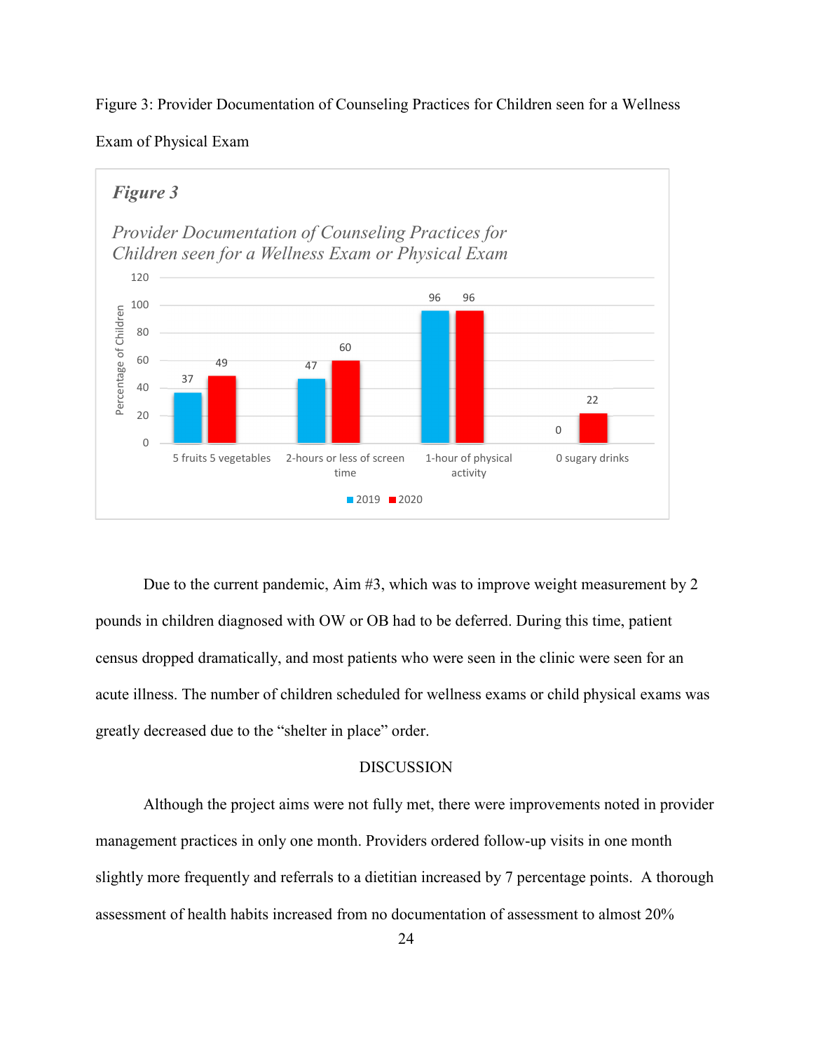Figure 3: Provider Documentation of Counseling Practices for Children seen for a Wellness Exam of Physical Exam

*Figure 3*

*Provider Documentation of Counseling Practices for Children seen for a Wellness Exam or Physical Exam*

| | 2019 | 2020 |
|---|---|---|
| 5 fruits 5 vegetables | 37 | 49 |
| 2-hours or less of screen time | 47 | 60 |
| 1-hour of physical activity | 96 | 96 |
| 0 sugary drinks | 0 | 22 |

Due to the current pandemic, Aim #3, which was to improve weight measurement by 2 pounds in children diagnosed with OW or OB had to be deferred. During this time, patient census dropped dramatically, and most patients who were seen in the clinic were seen for an acute illness. The number of children scheduled for wellness exams or child physical exams was greatly decreased due to the "shelter in place" order.

## DISCUSSION

Although the project aims were not fully met, there were improvements noted in provider management practices in only one month. Providers ordered follow-up visits in one month slightly more frequently and referrals to a dietitian increased by 7 percentage points. A thorough assessment of health habits increased from no documentation of assessment to almost 20%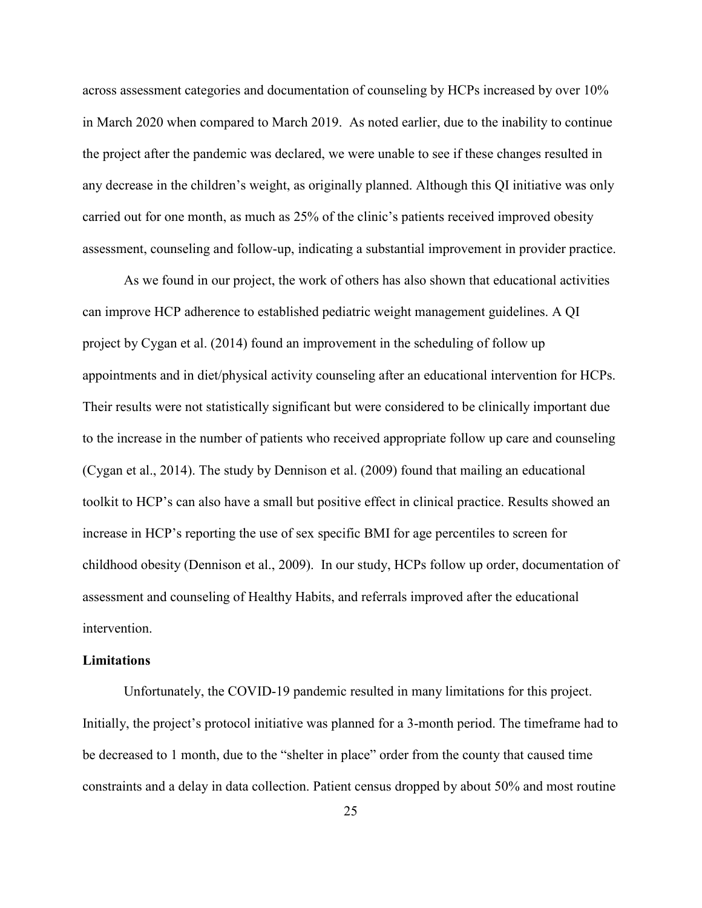across assessment categories and documentation of counseling by HCPs increased by over 10% in March 2020 when compared to March 2019. As noted earlier, due to the inability to continue the project after the pandemic was declared, we were unable to see if these changes resulted in any decrease in the children's weight, as originally planned. Although this QI initiative was only carried out for one month, as much as 25% of the clinic's patients received improved obesity assessment, counseling and follow-up, indicating a substantial improvement in provider practice.

As we found in our project, the work of others has also shown that educational activities can improve HCP adherence to established pediatric weight management guidelines. A QI project by Cygan et al. (2014) found an improvement in the scheduling of follow up appointments and in diet/physical activity counseling after an educational intervention for HCPs. Their results were not statistically significant but were considered to be clinically important due to the increase in the number of patients who received appropriate follow up care and counseling (Cygan et al., 2014). The study by Dennison et al. (2009) found that mailing an educational toolkit to HCP's can also have a small but positive effect in clinical practice. Results showed an increase in HCP's reporting the use of sex specific BMI for age percentiles to screen for childhood obesity (Dennison et al., 2009). In our study, HCPs follow up order, documentation of assessment and counseling of Healthy Habits, and referrals improved after the educational intervention.

**Limitations**

Unfortunately, the COVID-19 pandemic resulted in many limitations for this project. Initially, the project's protocol initiative was planned for a 3-month period. The timeframe had to be decreased to 1 month, due to the "shelter in place" order from the county that caused time constraints and a delay in data collection. Patient census dropped by about 50% and most routine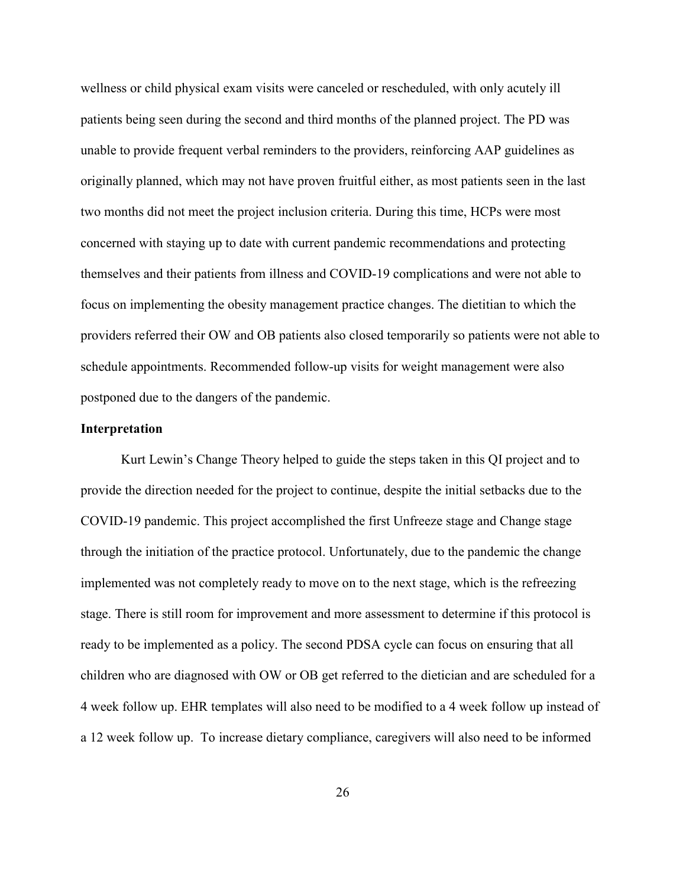wellness or child physical exam visits were canceled or rescheduled, with only acutely ill patients being seen during the second and third months of the planned project. The PD was unable to provide frequent verbal reminders to the providers, reinforcing AAP guidelines as originally planned, which may not have proven fruitful either, as most patients seen in the last two months did not meet the project inclusion criteria. During this time, HCPs were most concerned with staying up to date with current pandemic recommendations and protecting themselves and their patients from illness and COVID-19 complications and were not able to focus on implementing the obesity management practice changes. The dietitian to which the providers referred their OW and OB patients also closed temporarily so patients were not able to schedule appointments. Recommended follow-up visits for weight management were also postponed due to the dangers of the pandemic.

### Interpretation

Kurt Lewin's Change Theory helped to guide the steps taken in this QI project and to provide the direction needed for the project to continue, despite the initial setbacks due to the COVID-19 pandemic. This project accomplished the first Unfreeze stage and Change stage through the initiation of the practice protocol. Unfortunately, due to the pandemic the change implemented was not completely ready to move on to the next stage, which is the refreezing stage. There is still room for improvement and more assessment to determine if this protocol is ready to be implemented as a policy. The second PDSA cycle can focus on ensuring that all children who are diagnosed with OW or OB get referred to the dietician and are scheduled for a 4 week follow up. EHR templates will also need to be modified to a 4 week follow up instead of a 12 week follow up. To increase dietary compliance, caregivers will also need to be informed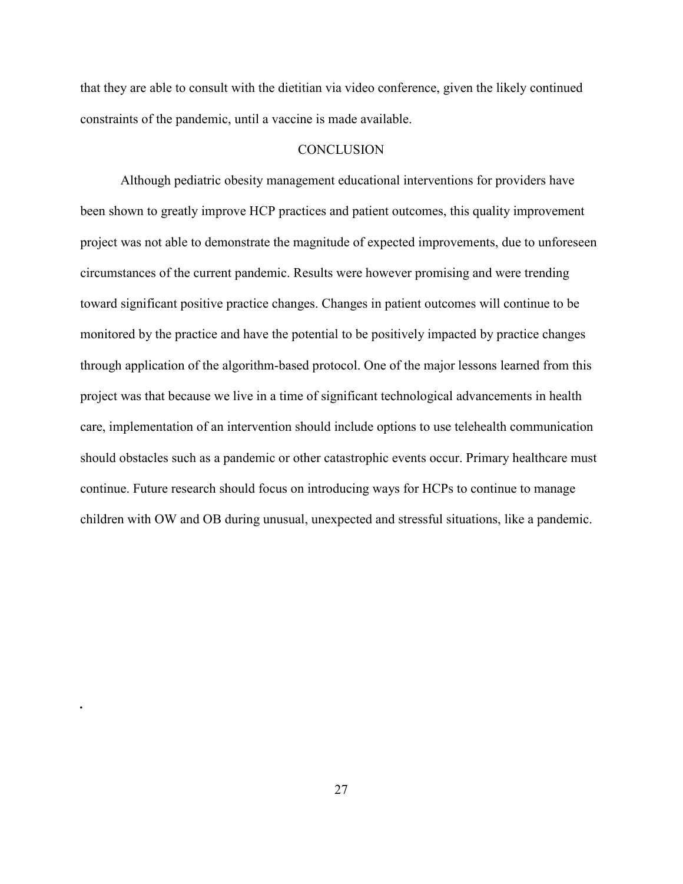that they are able to consult with the dietitian via video conference, given the likely continued constraints of the pandemic, until a vaccine is made available.

## CONCLUSION

Although pediatric obesity management educational interventions for providers have been shown to greatly improve HCP practices and patient outcomes, this quality improvement project was not able to demonstrate the magnitude of expected improvements, due to unforeseen circumstances of the current pandemic. Results were however promising and were trending toward significant positive practice changes. Changes in patient outcomes will continue to be monitored by the practice and have the potential to be positively impacted by practice changes through application of the algorithm-based protocol. One of the major lessons learned from this project was that because we live in a time of significant technological advancements in health care, implementation of an intervention should include options to use telehealth communication should obstacles such as a pandemic or other catastrophic events occur. Primary healthcare must continue. Future research should focus on introducing ways for HCPs to continue to manage children with OW and OB during unusual, unexpected and stressful situations, like a pandemic.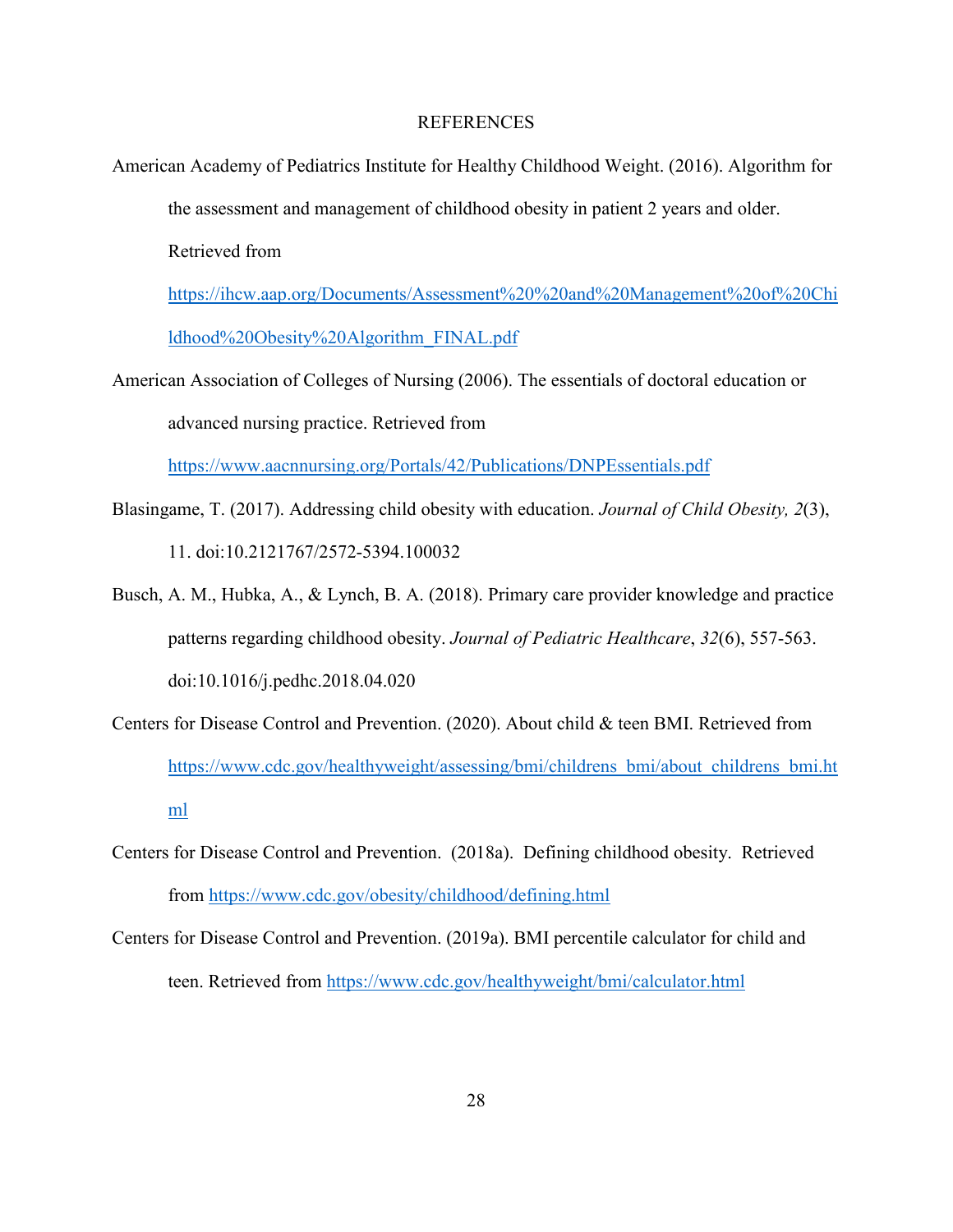# REFERENCES

American Academy of Pediatrics Institute for Healthy Childhood Weight. (2016). Algorithm for the assessment and management of childhood obesity in patient 2 years and older. Retrieved from https://ihcw.aap.org/Documents/Assessment%20%20and%20Management%20of%20Childhood%20Obesity%20Algorithm_FINAL.pdf

American Association of Colleges of Nursing (2006). The essentials of doctoral education or advanced nursing practice. Retrieved from https://www.aacnnursing.org/Portals/42/Publications/DNPEssentials.pdf

Blasingame, T. (2017). Addressing child obesity with education. *Journal of Child Obesity, 2*(3), 11. doi:10.2121767/2572-5394.100032

Busch, A. M., Hubka, A., & Lynch, B. A. (2018). Primary care provider knowledge and practice patterns regarding childhood obesity. *Journal of Pediatric Healthcare*, *32*(6), 557-563. doi:10.1016/j.pedhc.2018.04.020

Centers for Disease Control and Prevention. (2020). About child & teen BMI. Retrieved from https://www.cdc.gov/healthyweight/assessing/bmi/childrens_bmi/about_childrens_bmi.html

Centers for Disease Control and Prevention. (2018a). Defining childhood obesity. Retrieved from https://www.cdc.gov/obesity/childhood/defining.html

Centers for Disease Control and Prevention. (2019a). BMI percentile calculator for child and teen. Retrieved from https://www.cdc.gov/healthyweight/bmi/calculator.html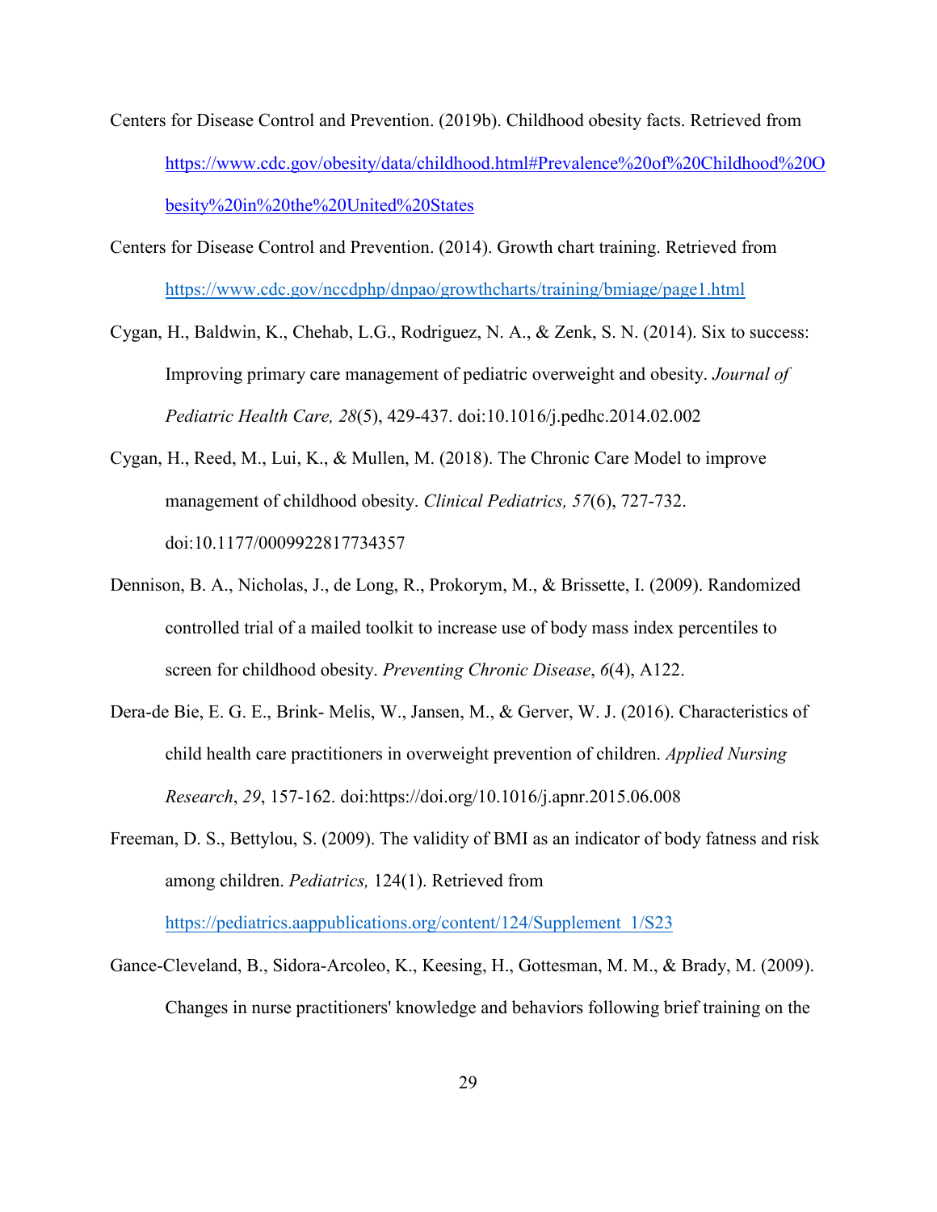Centers for Disease Control and Prevention. (2019b). Childhood obesity facts. Retrieved from https://www.cdc.gov/obesity/data/childhood.html#Prevalence%20of%20Childhood%20Obesity%20in%20the%20United%20States

Centers for Disease Control and Prevention. (2014). Growth chart training. Retrieved from https://www.cdc.gov/nccdphp/dnpao/growthcharts/training/bmiage/page1.html

Cygan, H., Baldwin, K., Chehab, L.G., Rodriguez, N. A., & Zenk, S. N. (2014). Six to success: Improving primary care management of pediatric overweight and obesity. *Journal of Pediatric Health Care, 28*(5), 429-437. doi:10.1016/j.pedhc.2014.02.002

Cygan, H., Reed, M., Lui, K., & Mullen, M. (2018). The Chronic Care Model to improve management of childhood obesity. *Clinical Pediatrics, 57*(6), 727-732. doi:10.1177/0009922817734357

Dennison, B. A., Nicholas, J., de Long, R., Prokorym, M., & Brissette, I. (2009). Randomized controlled trial of a mailed toolkit to increase use of body mass index percentiles to screen for childhood obesity. *Preventing Chronic Disease*, *6*(4), A122.

Dera-de Bie, E. G. E., Brink- Melis, W., Jansen, M., & Gerver, W. J. (2016). Characteristics of child health care practitioners in overweight prevention of children. *Applied Nursing Research*, *29*, 157-162. doi:https://doi.org/10.1016/j.apnr.2015.06.008

Freeman, D. S., Bettylou, S. (2009). The validity of BMI as an indicator of body fatness and risk among children. *Pediatrics,* 124(1). Retrieved from https://pediatrics.aappublications.org/content/124/Supplement_1/S23

Gance-Cleveland, B., Sidora-Arcoleo, K., Keesing, H., Gottesman, M. M., & Brady, M. (2009). Changes in nurse practitioners' knowledge and behaviors following brief training on the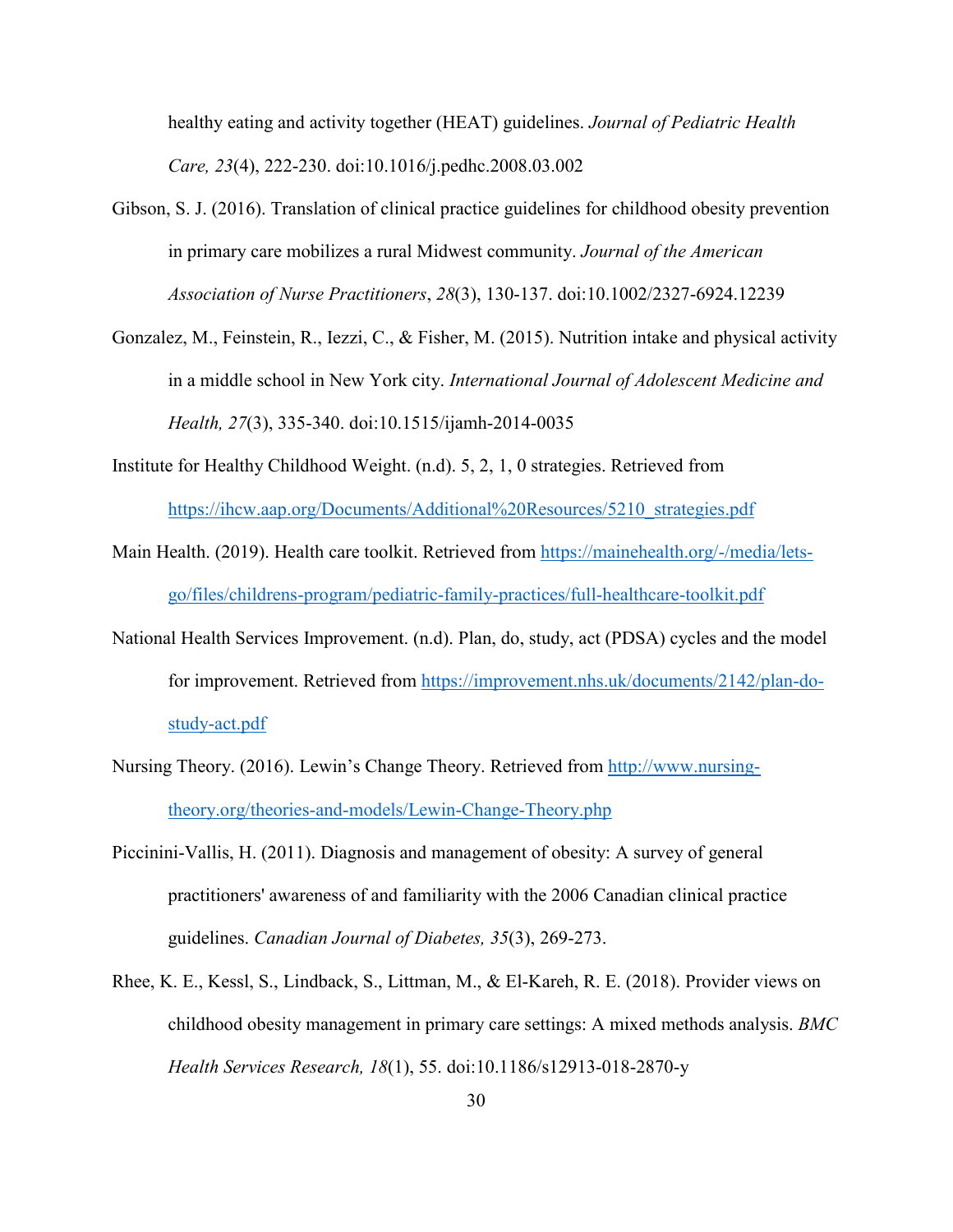healthy eating and activity together (HEAT) guidelines. *Journal of Pediatric Health Care, 23*(4), 222-230. doi:10.1016/j.pedhc.2008.03.002

Gibson, S. J. (2016). Translation of clinical practice guidelines for childhood obesity prevention in primary care mobilizes a rural Midwest community. *Journal of the American Association of Nurse Practitioners*, *28*(3), 130-137. doi:10.1002/2327-6924.12239

Gonzalez, M., Feinstein, R., Iezzi, C., & Fisher, M. (2015). Nutrition intake and physical activity in a middle school in New York city. *International Journal of Adolescent Medicine and Health, 27*(3), 335-340. doi:10.1515/ijamh-2014-0035

Institute for Healthy Childhood Weight. (n.d). 5, 2, 1, 0 strategies. Retrieved from https://ihcw.aap.org/Documents/Additional%20Resources/5210_strategies.pdf

Main Health. (2019). Health care toolkit. Retrieved from https://mainehealth.org/-/media/lets-go/files/childrens-program/pediatric-family-practices/full-healthcare-toolkit.pdf

National Health Services Improvement. (n.d). Plan, do, study, act (PDSA) cycles and the model for improvement. Retrieved from https://improvement.nhs.uk/documents/2142/plan-do-study-act.pdf

Nursing Theory. (2016). Lewin's Change Theory. Retrieved from http://www.nursing-theory.org/theories-and-models/Lewin-Change-Theory.php

Piccinini-Vallis, H. (2011). Diagnosis and management of obesity: A survey of general practitioners' awareness of and familiarity with the 2006 Canadian clinical practice guidelines. *Canadian Journal of Diabetes, 35*(3), 269-273.

Rhee, K. E., Kessl, S., Lindback, S., Littman, M., & El-Kareh, R. E. (2018). Provider views on childhood obesity management in primary care settings: A mixed methods analysis. *BMC Health Services Research, 18*(1), 55. doi:10.1186/s12913-018-2870-y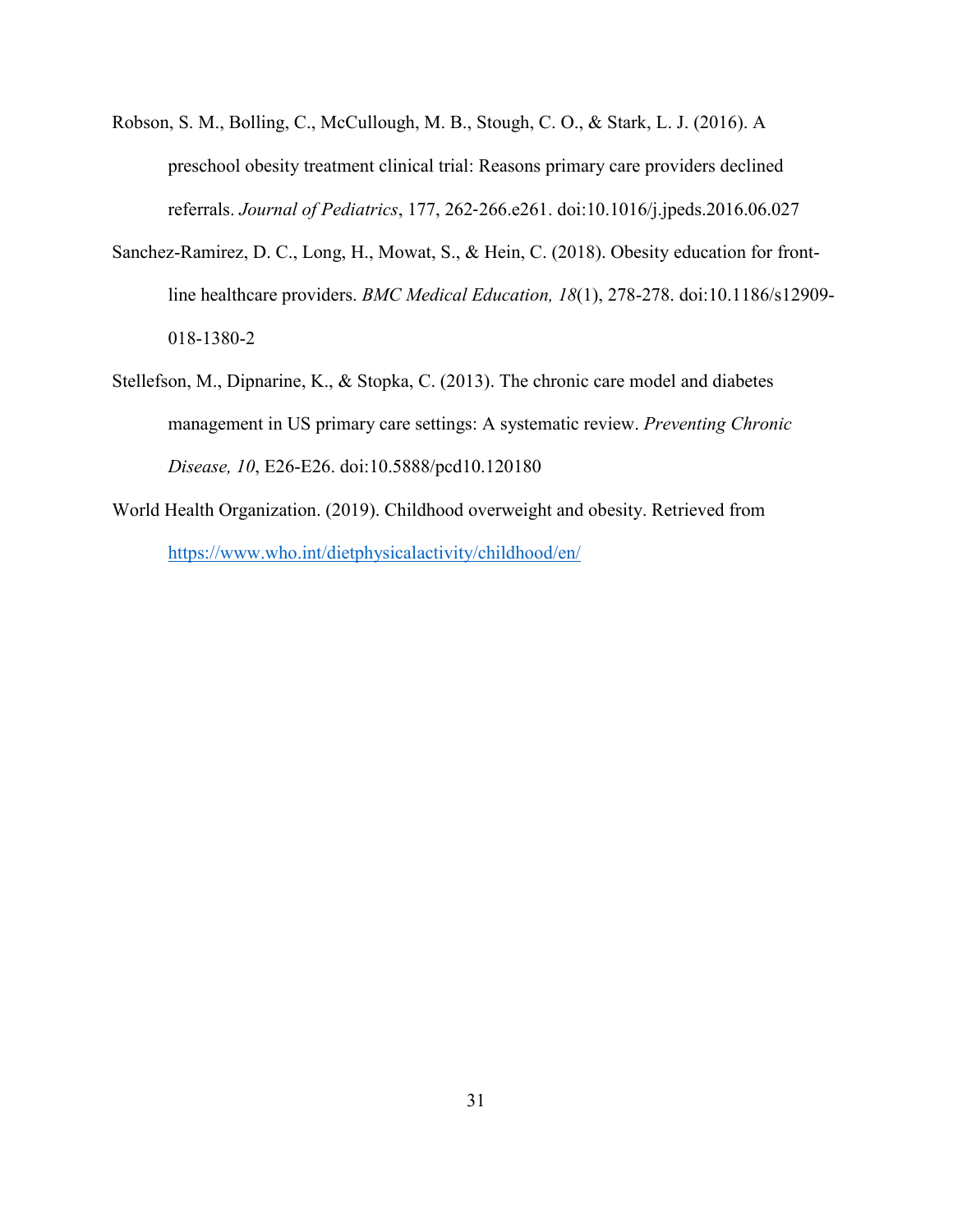Robson, S. M., Bolling, C., McCullough, M. B., Stough, C. O., & Stark, L. J. (2016). A preschool obesity treatment clinical trial: Reasons primary care providers declined referrals. *Journal of Pediatrics*, 177, 262-266.e261. doi:10.1016/j.jpeds.2016.06.027

Sanchez-Ramirez, D. C., Long, H., Mowat, S., & Hein, C. (2018). Obesity education for front-line healthcare providers. *BMC Medical Education, 18*(1), 278-278. doi:10.1186/s12909-018-1380-2

Stellefson, M., Dipnarine, K., & Stopka, C. (2013). The chronic care model and diabetes management in US primary care settings: A systematic review. *Preventing Chronic Disease, 10*, E26-E26. doi:10.5888/pcd10.120180

World Health Organization. (2019). Childhood overweight and obesity. Retrieved from https://www.who.int/dietphysicalactivity/childhood/en/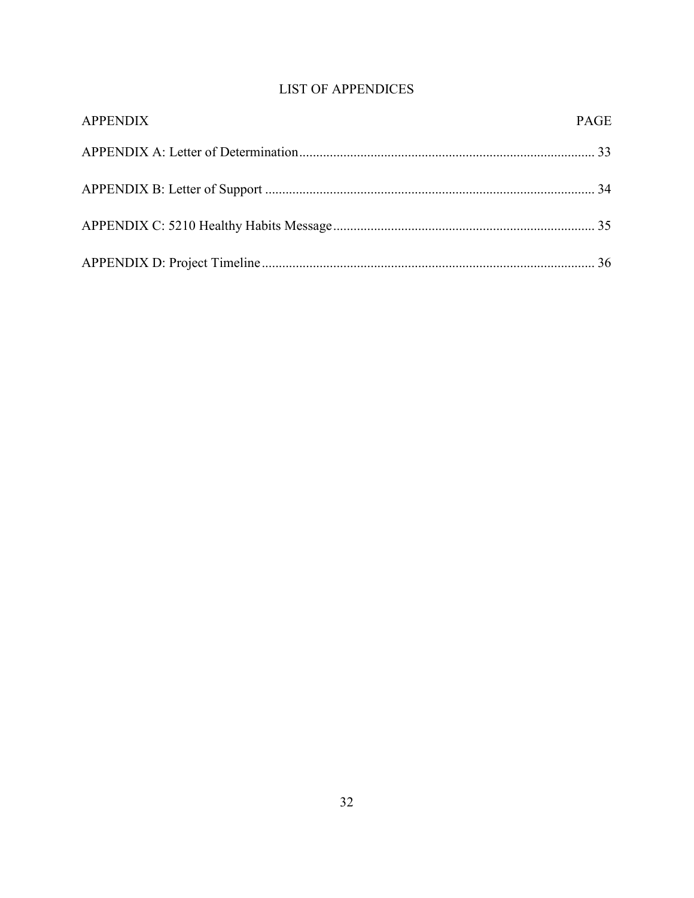# LIST OF APPENDICES

| APPENDIX | PAGE |
|---|---|
| APPENDIX A: Letter of Determination | 33 |
| APPENDIX B: Letter of Support | 34 |
| APPENDIX C: 5210 Healthy Habits Message | 35 |
| APPENDIX D: Project Timeline | 36 |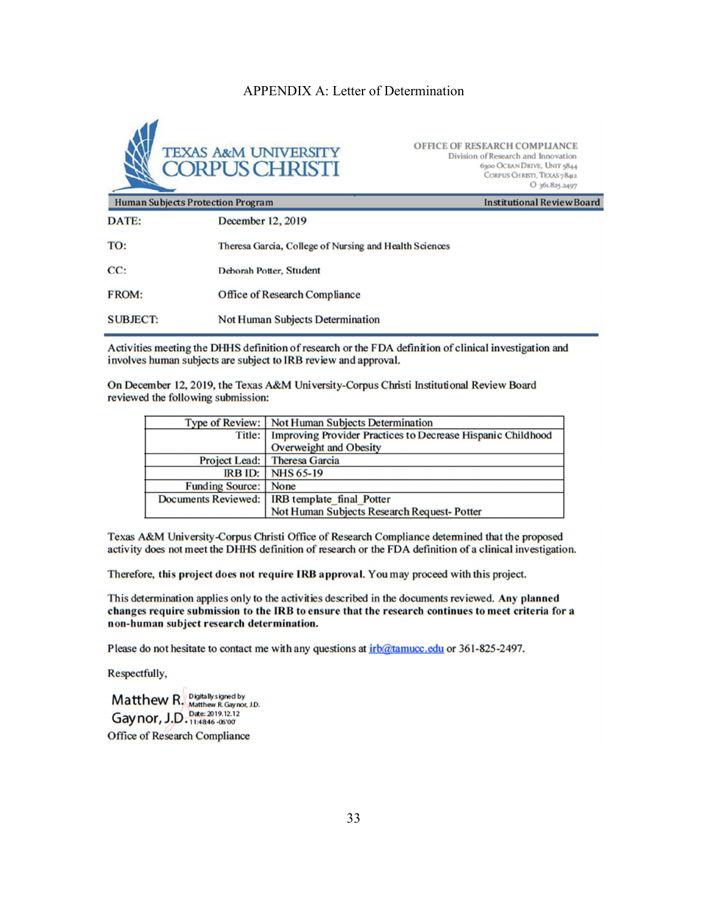APPENDIX A: Letter of Determination

TEXAS A&M UNIVERSITY CORPUS CHRISTI

OFFICE OF RESEARCH COMPLIANCE
Division of Research and Innovation
6300 Ocean Drive, Unit 5844
Corpus Christi, Texas 78412
O 361.825.2497

Human Subjects Protection Program | Institutional Review Board

DATE: December 12, 2019

TO: Theresa Garcia, College of Nursing and Health Sciences

CC: Deborah Potter, Student

FROM: Office of Research Compliance

SUBJECT: Not Human Subjects Determination

Activities meeting the DHHS definition of research or the FDA definition of clinical investigation and involves human subjects are subject to IRB review and approval.

On December 12, 2019, the Texas A&M University-Corpus Christi Institutional Review Board reviewed the following submission:

| | |
|---|---|
| Type of Review: | Not Human Subjects Determination |
| Title: | Improving Provider Practices to Decrease Hispanic Childhood Overweight and Obesity |
| Project Lead: | Theresa Garcia |
| IRB ID: | NHS 65-19 |
| Funding Source: | None |
| Documents Reviewed: | IRB template_final_Potter<br>Not Human Subjects Research Request- Potter |

Texas A&M University-Corpus Christi Office of Research Compliance determined that the proposed activity does not meet the DHHS definition of research or the FDA definition of a clinical investigation.

Therefore, **this project does not require IRB approval.** You may proceed with this project.

This determination applies only to the activities described in the documents reviewed. **Any planned changes require submission to the IRB to ensure that the research continues to meet criteria for a non-human subject research determination.**

Please do not hesitate to contact me with any questions at irb@tamucc.edu or 361-825-2497.

Respectfully,

Matthew R. Gaynor, J.D. Digitally signed by Matthew R. Gaynor, J.D. Date: 2019.12.12 11:48:46 -06'00'
Office of Research Compliance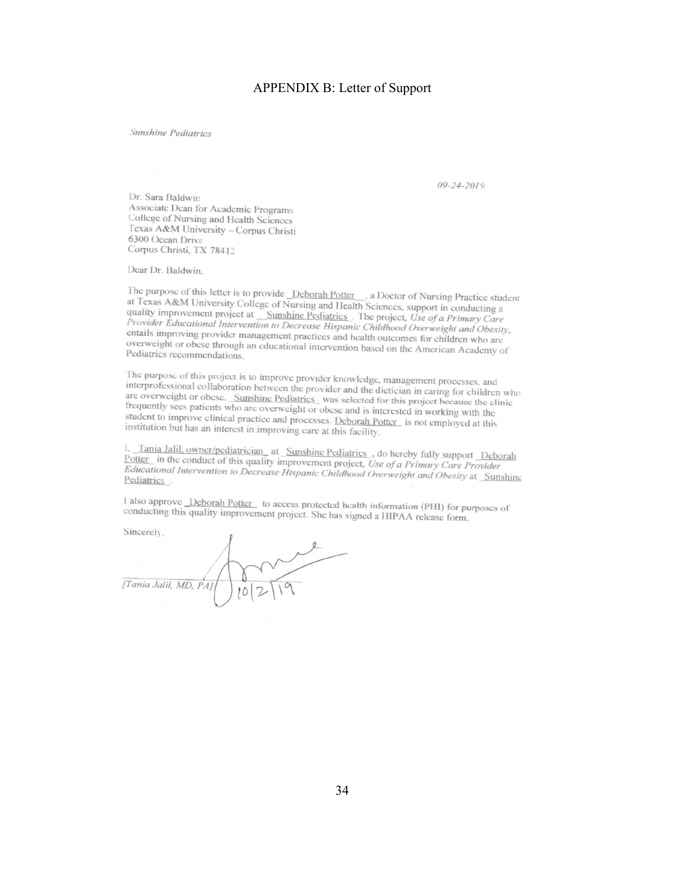# APPENDIX B: Letter of Support

*Sunshine Pediatrics*

*09-24-2019*

Dr. Sara Baldwin
Associate Dean for Academic Programs
College of Nursing and Health Sciences
Texas A&M University – Corpus Christi
6300 Ocean Drive
Corpus Christi, TX 78412

Dear Dr. Baldwin,

The purpose of this letter is to provide Deborah Potter, a Doctor of Nursing Practice student at Texas A&M University College of Nursing and Health Sciences, support in conducting a quality improvement project at Sunshine Pediatrics. The project, *Use of a Primary Care Provider Educational Intervention to Decrease Hispanic Childhood Overweight and Obesity*, entails improving provider management practices and health outcomes for children who are overweight or obese through an educational intervention based on the American Academy of Pediatrics recommendations.

The purpose of this project is to improve provider knowledge, management processes, and interprofessional collaboration between the provider and the dietician in caring for children who are overweight or obese. Sunshine Pediatrics was selected for this project because the clinic frequently sees patients who are overweight or obese and is interested in working with the student to improve clinical practice and processes. Deborah Potter is not employed at this institution but has an interest in improving care at this facility.

I, Tania Jalil, owner/pediatrician at Sunshine Pediatrics, do hereby fully support Deborah Potter in the conduct of this quality improvement project, *Use of a Primary Care Provider Educational Intervention to Decrease Hispanic Childhood Overweight and Obesity* at Sunshine Pediatrics.

I also approve Deborah Potter to access protected health information (PHI) for purposes of conducting this quality improvement project. She has signed a HIPAA release form.

Sincerely,

*[Tania Jalil, MD, PA]* 10/2/19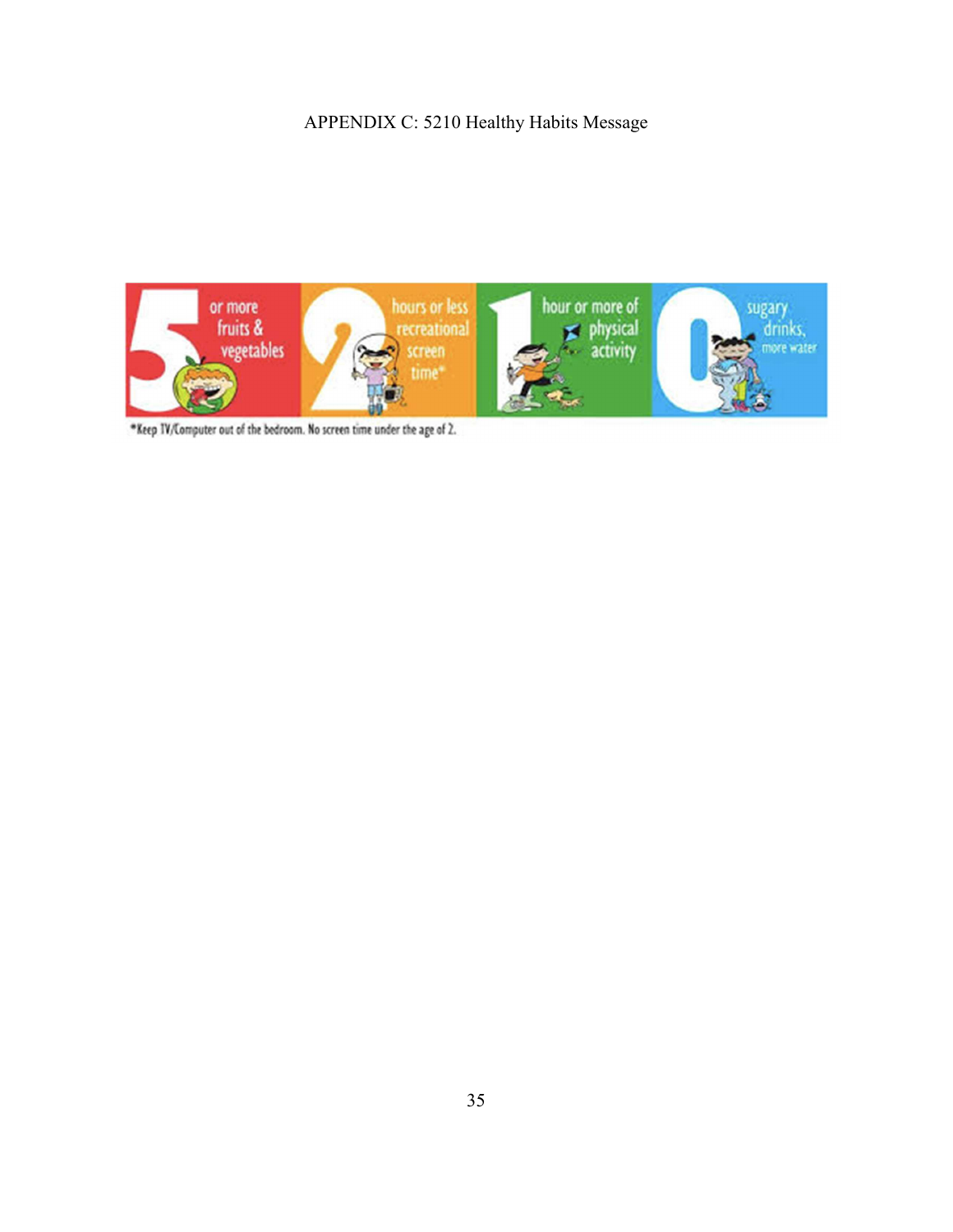APPENDIX C: 5210 Healthy Habits Message

5 or more fruits & vegetables

2 hours or less recreational screen time*

1 hour or more of physical activity

0 sugary drinks, more water

*Keep TV/Computer out of the bedroom. No screen time under the age of 2.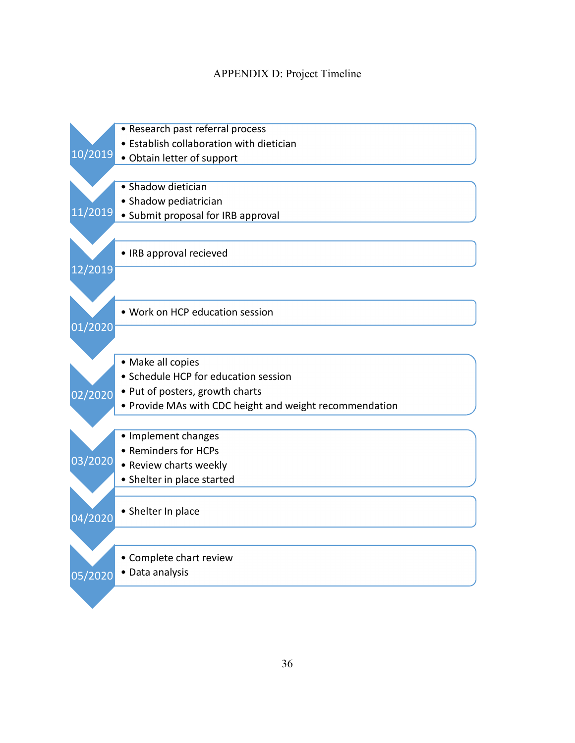APPENDIX D: Project Timeline

**10/2019**

- Research past referral process
- Establish collaboration with dietician
- Obtain letter of support

**11/2019**

- Shadow dietician
- Shadow pediatrician
- Submit proposal for IRB approval

**12/2019**

- IRB approval recieved

**01/2020**

- Work on HCP education session

**02/2020**

- Make all copies
- Schedule HCP for education session
- Put of posters, growth charts
- Provide MAs with CDC height and weight recommendation

**03/2020**

- Implement changes
- Reminders for HCPs
- Review charts weekly
- Shelter in place started

**04/2020**

- Shelter In place

**05/2020**

- Complete chart review
- Data analysis